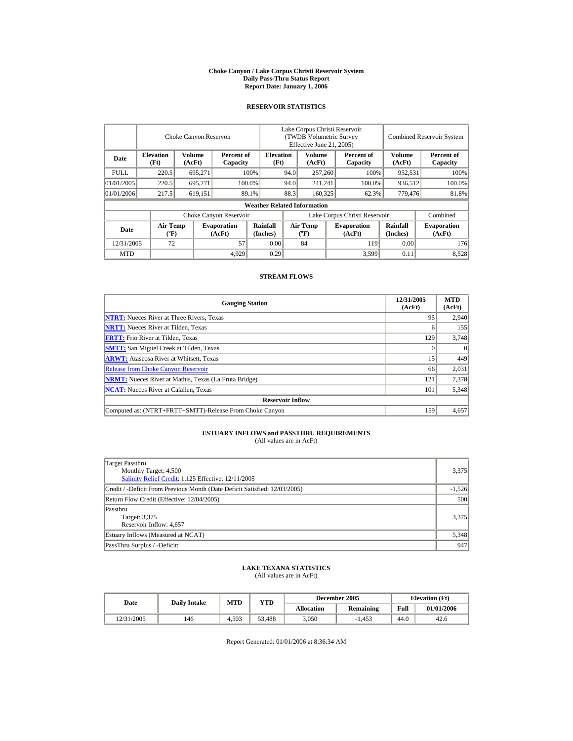# Choke Canyon / Lake Corpus Christi Reservoir System
## Daily Pass-Thru Status Report
## Report Date: January 1, 2006

### RESERVOIR STATISTICS

| Date | Choke Canyon Reservoir | | | Lake Corpus Christi Reservoir (TWDB Volumetric Survey Effective June 21, 2005) | | | Combined Reservoir System | |
|---|---|---|---|---|---|---|---|---|
| | Elevation (Ft) | Volume (AcFt) | Percent of Capacity | Elevation (Ft) | Volume (AcFt) | Percent of Capacity | Volume (AcFt) | Percent of Capacity |
| FULL | 220.5 | 695,271 | 100% | 94.0 | 257,260 | 100% | 952,531 | 100% |
| 01/01/2005 | 220.5 | 695,271 | 100.0% | 94.0 | 241,241 | 100.0% | 936,512 | 100.0% |
| 01/01/2006 | 217.5 | 619,151 | 89.1% | 88.3 | 160,325 | 62.3% | 779,476 | 81.8% |

**Weather Related Information**

| Date | Choke Canyon Reservoir | | | Lake Corpus Christi Reservoir | | | Combined |
|---|---|---|---|---|---|---|---|
| | Air Temp (°F) | Evaporation (AcFt) | Rainfall (Inches) | Air Temp (°F) | Evaporation (AcFt) | Rainfall (Inches) | Evaporation (AcFt) |
| 12/31/2005 | 72 | 57 | 0.00 | 84 | 119 | 0.00 | 176 |
| MTD | | 4,929 | 0.29 | | 3,599 | 0.11 | 8,528 |

### STREAM FLOWS

| Gauging Station | 12/31/2005 (AcFt) | MTD (AcFt) |
|---|---|---|
| NTRT: Nueces River at Three Rivers, Texas | 95 | 2,940 |
| NRTT: Nueces River at Tilden, Texas | 6 | 155 |
| FRTT: Frio River at Tilden, Texas | 129 | 3,748 |
| SMTT: San Miguel Creek at Tilden, Texas | 0 | 0 |
| ARWT: Atascosa River at Whitsett, Texas | 15 | 449 |
| Release from Choke Canyon Reservoir | 66 | 2,031 |
| NRMT: Nueces River at Mathis, Texas (La Fruta Bridge) | 121 | 7,378 |
| NCAT: Nueces River at Calallen, Texas | 101 | 5,348 |
| **Reservoir Inflow** | | |
| Computed as: (NTRT+FRTT+SMTT)-Release From Choke Canyon | 159 | 4,657 |

### ESTUARY INFLOWS and PASSTHRU REQUIREMENTS
(All values are in AcFt)

| | |
|---|---|
| Target Passthru<br>Monthly Target: 4,500<br>Salinity Relief Credit: 1,125 Effective: 12/11/2005 | 3,375 |
| Credit / -Deficit From Previous Month (Date Deficit Satisfied: 12/03/2005) | -1,526 |
| Return Flow Credit (Effective: 12/04/2005) | 500 |
| Passthru<br>Target: 3,375<br>Reservoir Inflow: 4,657 | 3,375 |
| Estuary Inflows (Measured at NCAT) | 5,348 |
| PassThru Surplus / -Deficit: | 947 |

### LAKE TEXANA STATISTICS
(All values are in AcFt)

| Date | Daily Intake | MTD | YTD | December 2005 | | Elevation (Ft) | |
|---|---|---|---|---|---|---|---|
| | | | | Allocation | Remaining | Full | 01/01/2006 |
| 12/31/2005 | 146 | 4,503 | 53,488 | 3,050 | -1,453 | 44.0 | 42.6 |

Report Generated: 01/01/2006 at 8:36:34 AM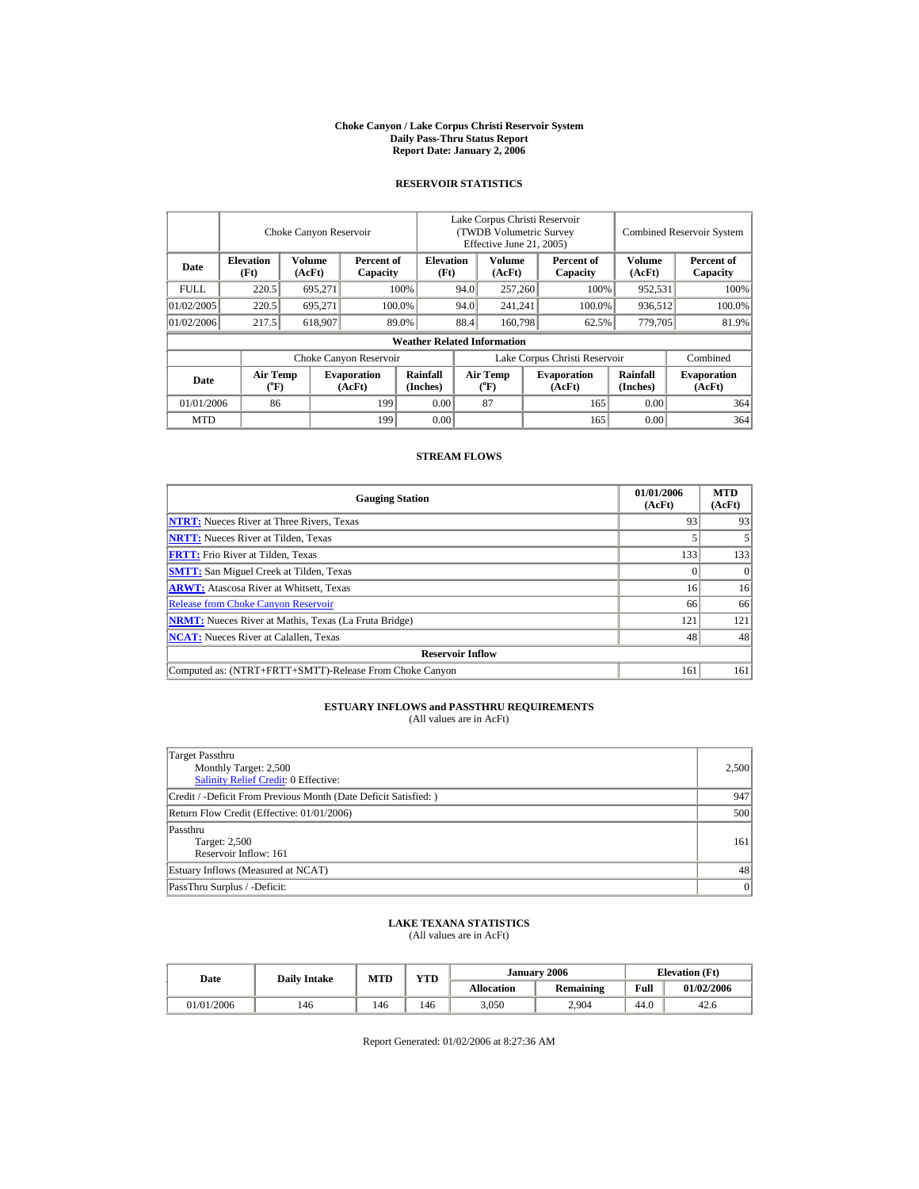**Choke Canyon / Lake Corpus Christi Reservoir System**
**Daily Pass-Thru Status Report**
**Report Date: January 2, 2006**

## RESERVOIR STATISTICS

| | Choke Canyon Reservoir | | | Lake Corpus Christi Reservoir (TWDB Volumetric Survey Effective June 21, 2005) | | | Combined Reservoir System | |
|---|---|---|---|---|---|---|---|---|
| **Date** | **Elevation (Ft)** | **Volume (AcFt)** | **Percent of Capacity** | **Elevation (Ft)** | **Volume (AcFt)** | **Percent of Capacity** | **Volume (AcFt)** | **Percent of Capacity** |
| FULL | 220.5 | 695,271 | 100% | 94.0 | 257,260 | 100% | 952,531 | 100% |
| 01/02/2005 | 220.5 | 695,271 | 100.0% | 94.0 | 241,241 | 100.0% | 936,512 | 100.0% |
| 01/02/2006 | 217.5 | 618,907 | 89.0% | 88.4 | 160,798 | 62.5% | 779,705 | 81.9% |

**Weather Related Information**

| | Choke Canyon Reservoir | | | Lake Corpus Christi Reservoir | | | Combined |
|---|---|---|---|---|---|---|---|
| **Date** | **Air Temp (°F)** | **Evaporation (AcFt)** | **Rainfall (Inches)** | **Air Temp (°F)** | **Evaporation (AcFt)** | **Rainfall (Inches)** | **Evaporation (AcFt)** |
| 01/01/2006 | 86 | 199 | 0.00 | 87 | 165 | 0.00 | 364 |
| MTD | | 199 | 0.00 | | 165 | 0.00 | 364 |

## STREAM FLOWS

| Gauging Station | 01/01/2006 (AcFt) | MTD (AcFt) |
|---|---|---|
| **NTRT:** Nueces River at Three Rivers, Texas | 93 | 93 |
| **NRTT:** Nueces River at Tilden, Texas | 5 | 5 |
| **FRTT:** Frio River at Tilden, Texas | 133 | 133 |
| **SMTT:** San Miguel Creek at Tilden, Texas | 0 | 0 |
| **ARWT:** Atascosa River at Whitsett, Texas | 16 | 16 |
| Release from Choke Canyon Reservoir | 66 | 66 |
| **NRMT:** Nueces River at Mathis, Texas (La Fruta Bridge) | 121 | 121 |
| **NCAT:** Nueces River at Calallen, Texas | 48 | 48 |
| **Reservoir Inflow** | | |
| Computed as: (NTRT+FRTT+SMTT)-Release From Choke Canyon | 161 | 161 |

## ESTUARY INFLOWS and PASSTHRU REQUIREMENTS

(All values are in AcFt)

| | |
|---|---|
| Target Passthru<br>Monthly Target: 2,500<br>Salinity Relief Credit: 0 Effective: | 2,500 |
| Credit / -Deficit From Previous Month (Date Deficit Satisfied: ) | 947 |
| Return Flow Credit (Effective: 01/01/2006) | 500 |
| Passthru<br>Target: 2,500<br>Reservoir Inflow: 161 | 161 |
| Estuary Inflows (Measured at NCAT) | 48 |
| PassThru Surplus / -Deficit: | 0 |

## LAKE TEXANA STATISTICS

(All values are in AcFt)

| Date | Daily Intake | MTD | YTD | January 2006 | | Elevation (Ft) | |
|---|---|---|---|---|---|---|---|
| | | | | Allocation | Remaining | Full | 01/02/2006 |
| 01/01/2006 | 146 | 146 | 146 | 3,050 | 2,904 | 44.0 | 42.6 |

Report Generated: 01/02/2006 at 8:27:36 AM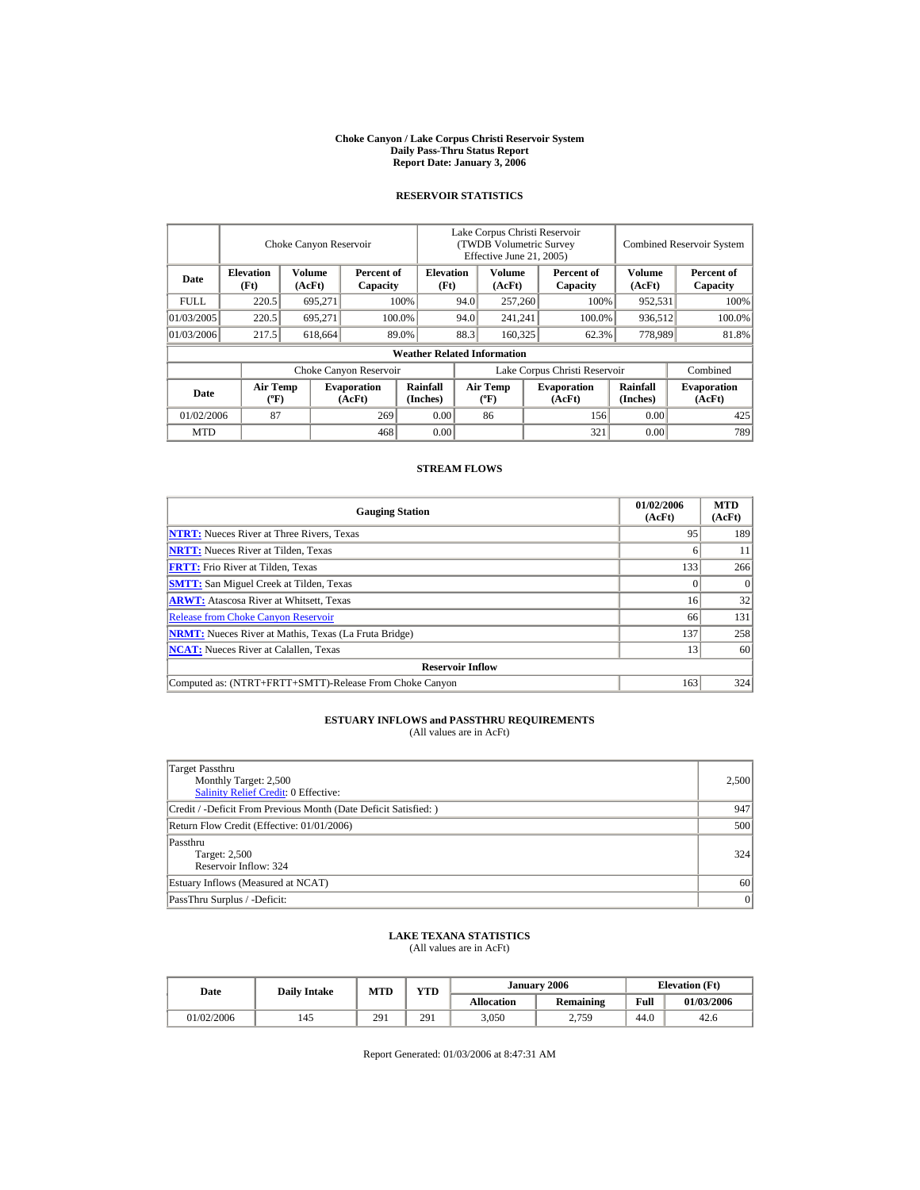# Choke Canyon / Lake Corpus Christi Reservoir System
## Daily Pass-Thru Status Report
### Report Date: January 3, 2006

## RESERVOIR STATISTICS

| Date | Choke Canyon Reservoir | | | Lake Corpus Christi Reservoir (TWDB Volumetric Survey Effective June 21, 2005) | | | Combined Reservoir System | |
|---|---|---|---|---|---|---|---|---|
| | Elevation (Ft) | Volume (AcFt) | Percent of Capacity | Elevation (Ft) | Volume (AcFt) | Percent of Capacity | Volume (AcFt) | Percent of Capacity |
| FULL | 220.5 | 695,271 | 100% | 94.0 | 257,260 | 100% | 952,531 | 100% |
| 01/03/2005 | 220.5 | 695,271 | 100.0% | 94.0 | 241,241 | 100.0% | 936,512 | 100.0% |
| 01/03/2006 | 217.5 | 618,664 | 89.0% | 88.3 | 160,325 | 62.3% | 778,989 | 81.8% |

**Weather Related Information**

| Date | Choke Canyon Reservoir | | | Lake Corpus Christi Reservoir | | | Combined |
|---|---|---|---|---|---|---|---|
| | Air Temp (ºF) | Evaporation (AcFt) | Rainfall (Inches) | Air Temp (ºF) | Evaporation (AcFt) | Rainfall (Inches) | Evaporation (AcFt) |
| 01/02/2006 | 87 | 269 | 0.00 | 86 | 156 | 0.00 | 425 |
| MTD | | 468 | 0.00 | | 321 | 0.00 | 789 |

## STREAM FLOWS

| Gauging Station | 01/02/2006 (AcFt) | MTD (AcFt) |
|---|---|---|
| NTRT: Nueces River at Three Rivers, Texas | 95 | 189 |
| NRTT: Nueces River at Tilden, Texas | 6 | 11 |
| FRTT: Frio River at Tilden, Texas | 133 | 266 |
| SMTT: San Miguel Creek at Tilden, Texas | 0 | 0 |
| ARWT: Atascosa River at Whitsett, Texas | 16 | 32 |
| Release from Choke Canyon Reservoir | 66 | 131 |
| NRMT: Nueces River at Mathis, Texas (La Fruta Bridge) | 137 | 258 |
| NCAT: Nueces River at Calallen, Texas | 13 | 60 |
| **Reservoir Inflow** | | |
| Computed as: (NTRT+FRTT+SMTT)-Release From Choke Canyon | 163 | 324 |

## ESTUARY INFLOWS and PASSTHRU REQUIREMENTS
(All values are in AcFt)

| | |
|---|---|
| Target Passthru<br>Monthly Target: 2,500<br>Salinity Relief Credit: 0 Effective: | 2,500 |
| Credit / -Deficit From Previous Month (Date Deficit Satisfied: ) | 947 |
| Return Flow Credit (Effective: 01/01/2006) | 500 |
| Passthru<br>Target: 2,500<br>Reservoir Inflow: 324 | 324 |
| Estuary Inflows (Measured at NCAT) | 60 |
| PassThru Surplus / -Deficit: | 0 |

## LAKE TEXANA STATISTICS
(All values are in AcFt)

| Date | Daily Intake | MTD | YTD | January 2006 | | Elevation (Ft) | |
|---|---|---|---|---|---|---|---|
| | | | | Allocation | Remaining | Full | 01/03/2006 |
| 01/02/2006 | 145 | 291 | 291 | 3,050 | 2,759 | 44.0 | 42.6 |

Report Generated: 01/03/2006 at 8:47:31 AM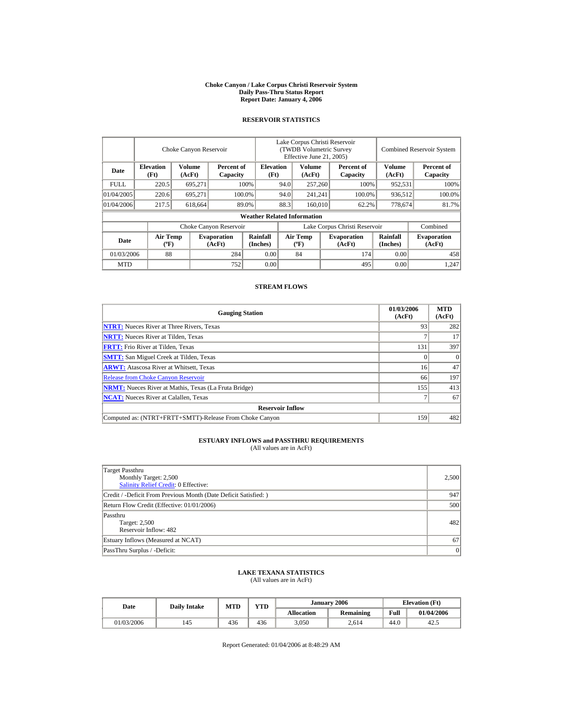# Choke Canyon / Lake Corpus Christi Reservoir System
## Daily Pass-Thru Status Report
### Report Date: January 4, 2006

## RESERVOIR STATISTICS

| Date | Choke Canyon Reservoir | | | Lake Corpus Christi Reservoir (TWDB Volumetric Survey Effective June 21, 2005) | | | Combined Reservoir System | |
|---|---|---|---|---|---|---|---|---|
| | Elevation (Ft) | Volume (AcFt) | Percent of Capacity | Elevation (Ft) | Volume (AcFt) | Percent of Capacity | Volume (AcFt) | Percent of Capacity |
| FULL | 220.5 | 695,271 | 100% | 94.0 | 257,260 | 100% | 952,531 | 100% |
| 01/04/2005 | 220.6 | 695,271 | 100.0% | 94.0 | 241,241 | 100.0% | 936,512 | 100.0% |
| 01/04/2006 | 217.5 | 618,664 | 89.0% | 88.3 | 160,010 | 62.2% | 778,674 | 81.7% |

**Weather Related Information**

| Date | Choke Canyon Reservoir | | | Lake Corpus Christi Reservoir | | | Combined |
|---|---|---|---|---|---|---|---|
| | Air Temp (ºF) | Evaporation (AcFt) | Rainfall (Inches) | Air Temp (ºF) | Evaporation (AcFt) | Rainfall (Inches) | Evaporation (AcFt) |
| 01/03/2006 | 88 | 284 | 0.00 | 84 | 174 | 0.00 | 458 |
| MTD | | 752 | 0.00 | | 495 | 0.00 | 1,247 |

## STREAM FLOWS

| Gauging Station | 01/03/2006 (AcFt) | MTD (AcFt) |
|---|---|---|
| NTRT: Nueces River at Three Rivers, Texas | 93 | 282 |
| NRTT: Nueces River at Tilden, Texas | 7 | 17 |
| FRTT: Frio River at Tilden, Texas | 131 | 397 |
| SMTT: San Miguel Creek at Tilden, Texas | 0 | 0 |
| ARWT: Atascosa River at Whitsett, Texas | 16 | 47 |
| Release from Choke Canyon Reservoir | 66 | 197 |
| NRMT: Nueces River at Mathis, Texas (La Fruta Bridge) | 155 | 413 |
| NCAT: Nueces River at Calallen, Texas | 7 | 67 |
| **Reservoir Inflow** | | |
| Computed as: (NTRT+FRTT+SMTT)-Release From Choke Canyon | 159 | 482 |

## ESTUARY INFLOWS and PASSTHRU REQUIREMENTS
(All values are in AcFt)

| | |
|---|---|
| Target Passthru<br>Monthly Target: 2,500<br>Salinity Relief Credit: 0 Effective: | 2,500 |
| Credit / -Deficit From Previous Month (Date Deficit Satisfied: ) | 947 |
| Return Flow Credit (Effective: 01/01/2006) | 500 |
| Passthru<br>Target: 2,500<br>Reservoir Inflow: 482 | 482 |
| Estuary Inflows (Measured at NCAT) | 67 |
| PassThru Surplus / -Deficit: | 0 |

## LAKE TEXANA STATISTICS
(All values are in AcFt)

| Date | Daily Intake | MTD | YTD | January 2006 | | Elevation (Ft) | |
|---|---|---|---|---|---|---|---|
| | | | | Allocation | Remaining | Full | 01/04/2006 |
| 01/03/2006 | 145 | 436 | 436 | 3,050 | 2,614 | 44.0 | 42.5 |

Report Generated: 01/04/2006 at 8:48:29 AM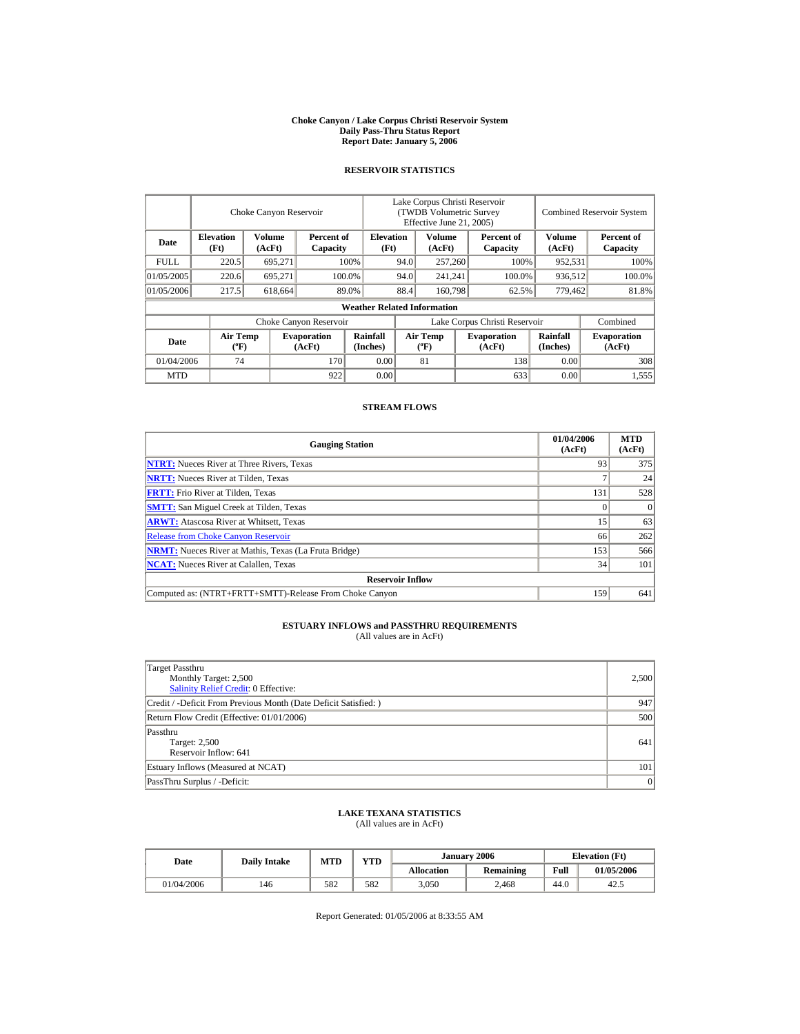**Choke Canyon / Lake Corpus Christi Reservoir System**
**Daily Pass-Thru Status Report**
**Report Date: January 5, 2006**

## RESERVOIR STATISTICS

| Date | Choke Canyon Reservoir | | | Lake Corpus Christi Reservoir (TWDB Volumetric Survey Effective June 21, 2005) | | | Combined Reservoir System | |
|---|---|---|---|---|---|---|---|---|
| | Elevation (Ft) | Volume (AcFt) | Percent of Capacity | Elevation (Ft) | Volume (AcFt) | Percent of Capacity | Volume (AcFt) | Percent of Capacity |
| FULL | 220.5 | 695,271 | 100% | 94.0 | 257,260 | 100% | 952,531 | 100% |
| 01/05/2005 | 220.6 | 695,271 | 100.0% | 94.0 | 241,241 | 100.0% | 936,512 | 100.0% |
| 01/05/2006 | 217.5 | 618,664 | 89.0% | 88.4 | 160,798 | 62.5% | 779,462 | 81.8% |

**Weather Related Information**

| Date | Choke Canyon Reservoir | | | Lake Corpus Christi Reservoir | | | Combined |
|---|---|---|---|---|---|---|---|
| | Air Temp (ºF) | Evaporation (AcFt) | Rainfall (Inches) | Air Temp (ºF) | Evaporation (AcFt) | Rainfall (Inches) | Evaporation (AcFt) |
| 01/04/2006 | 74 | 170 | 0.00 | 81 | 138 | 0.00 | 308 |
| MTD | | 922 | 0.00 | | 633 | 0.00 | 1,555 |

## STREAM FLOWS

| Gauging Station | 01/04/2006 (AcFt) | MTD (AcFt) |
|---|---|---|
| NTRT: Nueces River at Three Rivers, Texas | 93 | 375 |
| NRTT: Nueces River at Tilden, Texas | 7 | 24 |
| FRTT: Frio River at Tilden, Texas | 131 | 528 |
| SMTT: San Miguel Creek at Tilden, Texas | 0 | 0 |
| ARWT: Atascosa River at Whitsett, Texas | 15 | 63 |
| Release from Choke Canyon Reservoir | 66 | 262 |
| NRMT: Nueces River at Mathis, Texas (La Fruta Bridge) | 153 | 566 |
| NCAT: Nueces River at Calallen, Texas | 34 | 101 |
| **Reservoir Inflow** | | |
| Computed as: (NTRT+FRTT+SMTT)-Release From Choke Canyon | 159 | 641 |

## ESTUARY INFLOWS and PASSTHRU REQUIREMENTS

(All values are in AcFt)

| | |
|---|---|
| Target Passthru<br>Monthly Target: 2,500<br>Salinity Relief Credit: 0 Effective: | 2,500 |
| Credit / -Deficit From Previous Month (Date Deficit Satisfied: ) | 947 |
| Return Flow Credit (Effective: 01/01/2006) | 500 |
| Passthru<br>Target: 2,500<br>Reservoir Inflow: 641 | 641 |
| Estuary Inflows (Measured at NCAT) | 101 |
| PassThru Surplus / -Deficit: | 0 |

## LAKE TEXANA STATISTICS

(All values are in AcFt)

| Date | Daily Intake | MTD | YTD | January 2006 | | Elevation (Ft) | |
|---|---|---|---|---|---|---|---|
| | | | | Allocation | Remaining | Full | 01/05/2006 |
| 01/04/2006 | 146 | 582 | 582 | 3,050 | 2,468 | 44.0 | 42.5 |

Report Generated: 01/05/2006 at 8:33:55 AM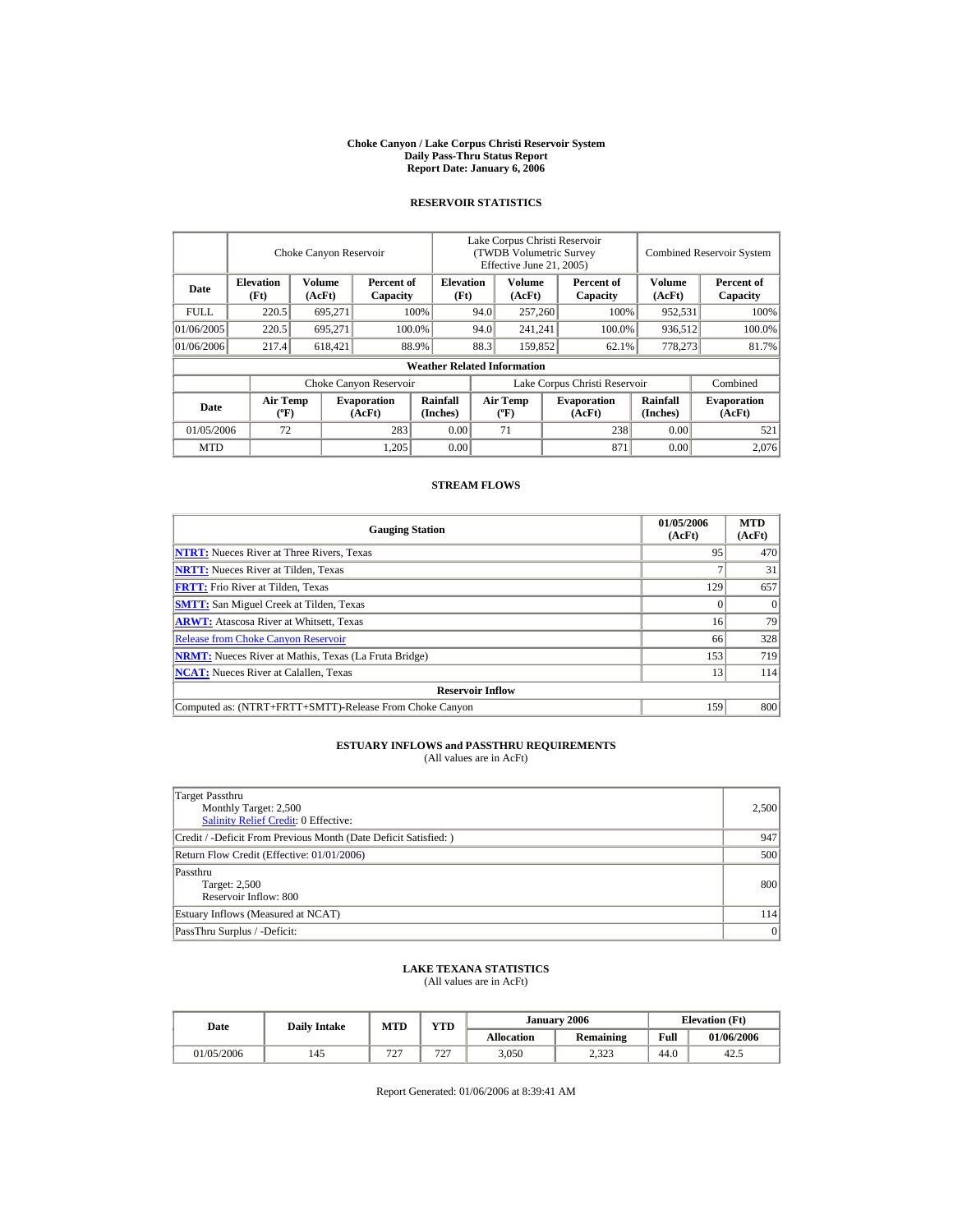# Choke Canyon / Lake Corpus Christi Reservoir System
## Daily Pass-Thru Status Report
## Report Date: January 6, 2006

### RESERVOIR STATISTICS

| Date | Choke Canyon Reservoir | | | Lake Corpus Christi Reservoir (TWDB Volumetric Survey Effective June 21, 2005) | | | Combined Reservoir System | |
|---|---|---|---|---|---|---|---|---|
| | Elevation (Ft) | Volume (AcFt) | Percent of Capacity | Elevation (Ft) | Volume (AcFt) | Percent of Capacity | Volume (AcFt) | Percent of Capacity |
| FULL | 220.5 | 695,271 | 100% | 94.0 | 257,260 | 100% | 952,531 | 100% |
| 01/06/2005 | 220.5 | 695,271 | 100.0% | 94.0 | 241,241 | 100.0% | 936,512 | 100.0% |
| 01/06/2006 | 217.4 | 618,421 | 88.9% | 88.3 | 159,852 | 62.1% | 778,273 | 81.7% |

**Weather Related Information**

| Date | Choke Canyon Reservoir | | | Lake Corpus Christi Reservoir | | | Combined |
|---|---|---|---|---|---|---|---|
| | Air Temp (ºF) | Evaporation (AcFt) | Rainfall (Inches) | Air Temp (ºF) | Evaporation (AcFt) | Rainfall (Inches) | Evaporation (AcFt) |
| 01/05/2006 | 72 | 283 | 0.00 | 71 | 238 | 0.00 | 521 |
| MTD | | 1,205 | 0.00 | | 871 | 0.00 | 2,076 |

### STREAM FLOWS

| Gauging Station | 01/05/2006 (AcFt) | MTD (AcFt) |
|---|---|---|
| NTRT: Nueces River at Three Rivers, Texas | 95 | 470 |
| NRTT: Nueces River at Tilden, Texas | 7 | 31 |
| FRTT: Frio River at Tilden, Texas | 129 | 657 |
| SMTT: San Miguel Creek at Tilden, Texas | 0 | 0 |
| ARWT: Atascosa River at Whitsett, Texas | 16 | 79 |
| Release from Choke Canyon Reservoir | 66 | 328 |
| NRMT: Nueces River at Mathis, Texas (La Fruta Bridge) | 153 | 719 |
| NCAT: Nueces River at Calallen, Texas | 13 | 114 |
| **Reservoir Inflow** | | |
| Computed as: (NTRT+FRTT+SMTT)-Release From Choke Canyon | 159 | 800 |

### ESTUARY INFLOWS and PASSTHRU REQUIREMENTS
(All values are in AcFt)

| | |
|---|---|
| Target Passthru<br>Monthly Target: 2,500<br>Salinity Relief Credit: 0 Effective: | 2,500 |
| Credit / -Deficit From Previous Month (Date Deficit Satisfied: ) | 947 |
| Return Flow Credit (Effective: 01/01/2006) | 500 |
| Passthru<br>Target: 2,500<br>Reservoir Inflow: 800 | 800 |
| Estuary Inflows (Measured at NCAT) | 114 |
| PassThru Surplus / -Deficit: | 0 |

### LAKE TEXANA STATISTICS
(All values are in AcFt)

| Date | Daily Intake | MTD | YTD | January 2006 | | Elevation (Ft) | |
|---|---|---|---|---|---|---|---|
| | | | | Allocation | Remaining | Full | 01/06/2006 |
| 01/05/2006 | 145 | 727 | 727 | 3,050 | 2,323 | 44.0 | 42.5 |

Report Generated: 01/06/2006 at 8:39:41 AM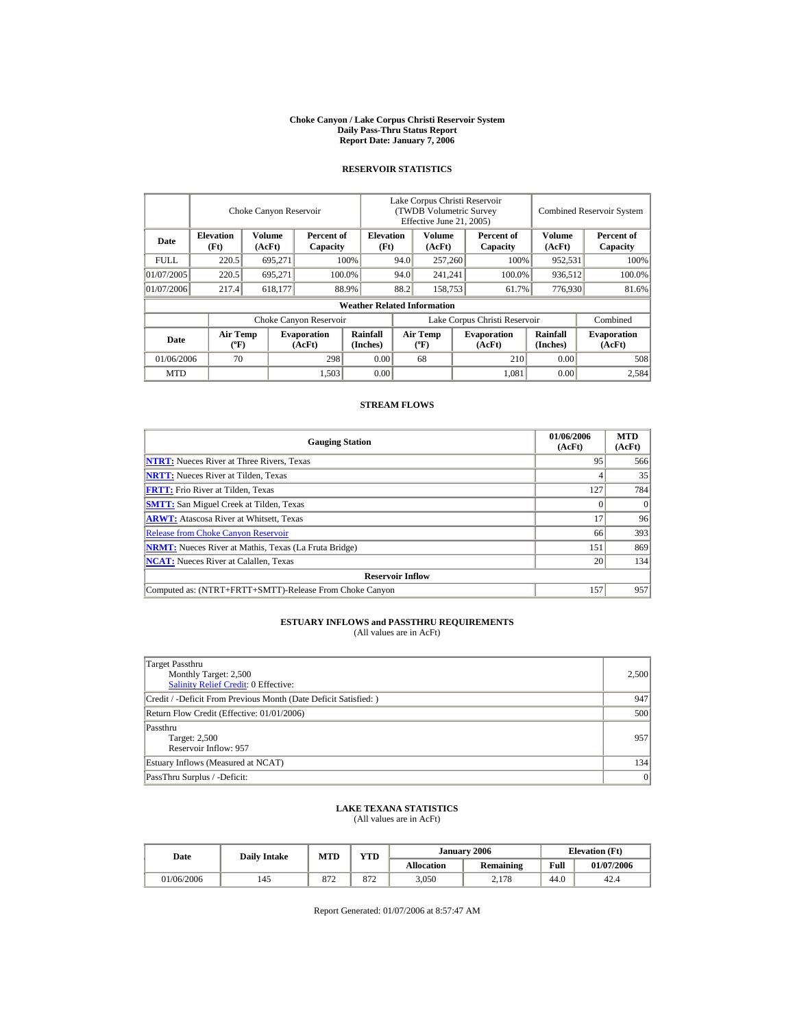# Choke Canyon / Lake Corpus Christi Reservoir System
## Daily Pass-Thru Status Report
### Report Date: January 7, 2006

## RESERVOIR STATISTICS

| Date | Choke Canyon Reservoir | | | Lake Corpus Christi Reservoir (TWDB Volumetric Survey Effective June 21, 2005) | | | Combined Reservoir System | |
|---|---|---|---|---|---|---|---|---|
| | Elevation (Ft) | Volume (AcFt) | Percent of Capacity | Elevation (Ft) | Volume (AcFt) | Percent of Capacity | Volume (AcFt) | Percent of Capacity |
| FULL | 220.5 | 695,271 | 100% | 94.0 | 257,260 | 100% | 952,531 | 100% |
| 01/07/2005 | 220.5 | 695,271 | 100.0% | 94.0 | 241,241 | 100.0% | 936,512 | 100.0% |
| 01/07/2006 | 217.4 | 618,177 | 88.9% | 88.2 | 158,753 | 61.7% | 776,930 | 81.6% |

**Weather Related Information**

| Date | Choke Canyon Reservoir | | | Lake Corpus Christi Reservoir | | | Combined |
|---|---|---|---|---|---|---|---|
| | Air Temp (ºF) | Evaporation (AcFt) | Rainfall (Inches) | Air Temp (ºF) | Evaporation (AcFt) | Rainfall (Inches) | Evaporation (AcFt) |
| 01/06/2006 | 70 | 298 | 0.00 | 68 | 210 | 0.00 | 508 |
| MTD | | 1,503 | 0.00 | | 1,081 | 0.00 | 2,584 |

## STREAM FLOWS

| Gauging Station | 01/06/2006 (AcFt) | MTD (AcFt) |
|---|---|---|
| NTRT: Nueces River at Three Rivers, Texas | 95 | 566 |
| NRTT: Nueces River at Tilden, Texas | 4 | 35 |
| FRTT: Frio River at Tilden, Texas | 127 | 784 |
| SMTT: San Miguel Creek at Tilden, Texas | 0 | 0 |
| ARWT: Atascosa River at Whitsett, Texas | 17 | 96 |
| Release from Choke Canyon Reservoir | 66 | 393 |
| NRMT: Nueces River at Mathis, Texas (La Fruta Bridge) | 151 | 869 |
| NCAT: Nueces River at Calallen, Texas | 20 | 134 |
| **Reservoir Inflow** | | |
| Computed as: (NTRT+FRTT+SMTT)-Release From Choke Canyon | 157 | 957 |

## ESTUARY INFLOWS and PASSTHRU REQUIREMENTS
(All values are in AcFt)

| Item | Value |
|---|---|
| Target Passthru<br>Monthly Target: 2,500<br>Salinity Relief Credit: 0 Effective: | 2,500 |
| Credit / -Deficit From Previous Month (Date Deficit Satisfied: ) | 947 |
| Return Flow Credit (Effective: 01/01/2006) | 500 |
| Passthru<br>Target: 2,500<br>Reservoir Inflow: 957 | 957 |
| Estuary Inflows (Measured at NCAT) | 134 |
| PassThru Surplus / -Deficit: | 0 |

## LAKE TEXANA STATISTICS
(All values are in AcFt)

| Date | Daily Intake | MTD | YTD | January 2006 | | Elevation (Ft) | |
|---|---|---|---|---|---|---|---|
| | | | | Allocation | Remaining | Full | 01/07/2006 |
| 01/06/2006 | 145 | 872 | 872 | 3,050 | 2,178 | 44.0 | 42.4 |

Report Generated: 01/07/2006 at 8:57:47 AM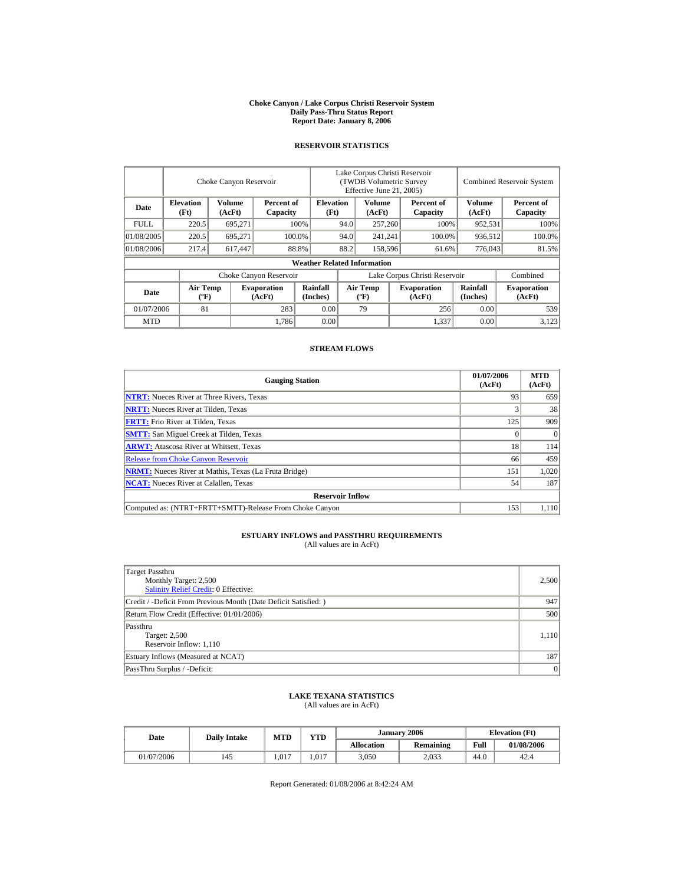# Choke Canyon / Lake Corpus Christi Reservoir System
## Daily Pass-Thru Status Report
### Report Date: January 8, 2006

## RESERVOIR STATISTICS

| | Choke Canyon Reservoir | | | Lake Corpus Christi Reservoir (TWDB Volumetric Survey Effective June 21, 2005) | | | Combined Reservoir System | |
|---|---|---|---|---|---|---|---|---|
| Date | Elevation (Ft) | Volume (AcFt) | Percent of Capacity | Elevation (Ft) | Volume (AcFt) | Percent of Capacity | Volume (AcFt) | Percent of Capacity |
| FULL | 220.5 | 695,271 | 100% | 94.0 | 257,260 | 100% | 952,531 | 100% |
| 01/08/2005 | 220.5 | 695,271 | 100.0% | 94.0 | 241,241 | 100.0% | 936,512 | 100.0% |
| 01/08/2006 | 217.4 | 617,447 | 88.8% | 88.2 | 158,596 | 61.6% | 776,043 | 81.5% |

**Weather Related Information**

| | Choke Canyon Reservoir | | | Lake Corpus Christi Reservoir | | | Combined |
|---|---|---|---|---|---|---|---|
| Date | Air Temp (ºF) | Evaporation (AcFt) | Rainfall (Inches) | Air Temp (ºF) | Evaporation (AcFt) | Rainfall (Inches) | Evaporation (AcFt) |
| 01/07/2006 | 81 | 283 | 0.00 | 79 | 256 | 0.00 | 539 |
| MTD | | 1,786 | 0.00 | | 1,337 | 0.00 | 3,123 |

## STREAM FLOWS

| Gauging Station | 01/07/2006 (AcFt) | MTD (AcFt) |
|---|---|---|
| NTRT: Nueces River at Three Rivers, Texas | 93 | 659 |
| NRTT: Nueces River at Tilden, Texas | 3 | 38 |
| FRTT: Frio River at Tilden, Texas | 125 | 909 |
| SMTT: San Miguel Creek at Tilden, Texas | 0 | 0 |
| ARWT: Atascosa River at Whitsett, Texas | 18 | 114 |
| Release from Choke Canyon Reservoir | 66 | 459 |
| NRMT: Nueces River at Mathis, Texas (La Fruta Bridge) | 151 | 1,020 |
| NCAT: Nueces River at Calallen, Texas | 54 | 187 |
| **Reservoir Inflow** | | |
| Computed as: (NTRT+FRTT+SMTT)-Release From Choke Canyon | 153 | 1,110 |

## ESTUARY INFLOWS and PASSTHRU REQUIREMENTS
(All values are in AcFt)

| | |
|---|---|
| Target Passthru<br>Monthly Target: 2,500<br>Salinity Relief Credit: 0 Effective: | 2,500 |
| Credit / -Deficit From Previous Month (Date Deficit Satisfied: ) | 947 |
| Return Flow Credit (Effective: 01/01/2006) | 500 |
| Passthru<br>Target: 2,500<br>Reservoir Inflow: 1,110 | 1,110 |
| Estuary Inflows (Measured at NCAT) | 187 |
| PassThru Surplus / -Deficit: | 0 |

## LAKE TEXANA STATISTICS
(All values are in AcFt)

| Date | Daily Intake | MTD | YTD | January 2006 | | Elevation (Ft) | |
|---|---|---|---|---|---|---|---|
| | | | | Allocation | Remaining | Full | 01/08/2006 |
| 01/07/2006 | 145 | 1,017 | 1,017 | 3,050 | 2,033 | 44.0 | 42.4 |

Report Generated: 01/08/2006 at 8:42:24 AM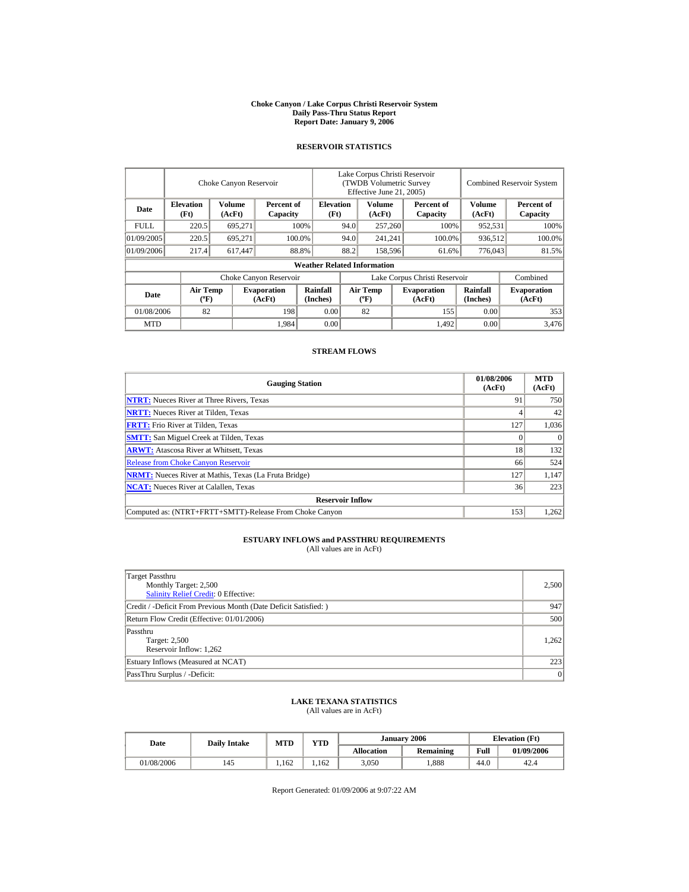**Choke Canyon / Lake Corpus Christi Reservoir System**
**Daily Pass-Thru Status Report**
**Report Date: January 9, 2006**

## RESERVOIR STATISTICS

| | Choke Canyon Reservoir | | | Lake Corpus Christi Reservoir (TWDB Volumetric Survey Effective June 21, 2005) | | | Combined Reservoir System | |
|---|---|---|---|---|---|---|---|---|
| **Date** | **Elevation (Ft)** | **Volume (AcFt)** | **Percent of Capacity** | **Elevation (Ft)** | **Volume (AcFt)** | **Percent of Capacity** | **Volume (AcFt)** | **Percent of Capacity** |
| FULL | 220.5 | 695,271 | 100% | 94.0 | 257,260 | 100% | 952,531 | 100% |
| 01/09/2005 | 220.5 | 695,271 | 100.0% | 94.0 | 241,241 | 100.0% | 936,512 | 100.0% |
| 01/09/2006 | 217.4 | 617,447 | 88.8% | 88.2 | 158,596 | 61.6% | 776,043 | 81.5% |

**Weather Related Information**

| | Choke Canyon Reservoir | | | Lake Corpus Christi Reservoir | | | Combined |
|---|---|---|---|---|---|---|---|
| **Date** | **Air Temp (ºF)** | **Evaporation (AcFt)** | **Rainfall (Inches)** | **Air Temp (ºF)** | **Evaporation (AcFt)** | **Rainfall (Inches)** | **Evaporation (AcFt)** |
| 01/08/2006 | 82 | 198 | 0.00 | 82 | 155 | 0.00 | 353 |
| MTD | | 1,984 | 0.00 | | 1,492 | 0.00 | 3,476 |

## STREAM FLOWS

| Gauging Station | 01/08/2006 (AcFt) | MTD (AcFt) |
|---|---|---|
| **NTRT:** Nueces River at Three Rivers, Texas | 91 | 750 |
| **NRTT:** Nueces River at Tilden, Texas | 4 | 42 |
| **FRTT:** Frio River at Tilden, Texas | 127 | 1,036 |
| **SMTT:** San Miguel Creek at Tilden, Texas | 0 | 0 |
| **ARWT:** Atascosa River at Whitsett, Texas | 18 | 132 |
| Release from Choke Canyon Reservoir | 66 | 524 |
| **NRMT:** Nueces River at Mathis, Texas (La Fruta Bridge) | 127 | 1,147 |
| **NCAT:** Nueces River at Calallen, Texas | 36 | 223 |
| **Reservoir Inflow** | | |
| Computed as: (NTRT+FRTT+SMTT)-Release From Choke Canyon | 153 | 1,262 |

## ESTUARY INFLOWS and PASSTHRU REQUIREMENTS

(All values are in AcFt)

| | |
|---|---|
| Target Passthru<br>Monthly Target: 2,500<br>Salinity Relief Credit: 0 Effective: | 2,500 |
| Credit / -Deficit From Previous Month (Date Deficit Satisfied: ) | 947 |
| Return Flow Credit (Effective: 01/01/2006) | 500 |
| Passthru<br>Target: 2,500<br>Reservoir Inflow: 1,262 | 1,262 |
| Estuary Inflows (Measured at NCAT) | 223 |
| PassThru Surplus / -Deficit: | 0 |

## LAKE TEXANA STATISTICS

(All values are in AcFt)

| Date | Daily Intake | MTD | YTD | January 2006 | | Elevation (Ft) | |
|---|---|---|---|---|---|---|---|
| | | | | **Allocation** | **Remaining** | **Full** | **01/09/2006** |
| 01/08/2006 | 145 | 1,162 | 1,162 | 3,050 | 1,888 | 44.0 | 42.4 |

Report Generated: 01/09/2006 at 9:07:22 AM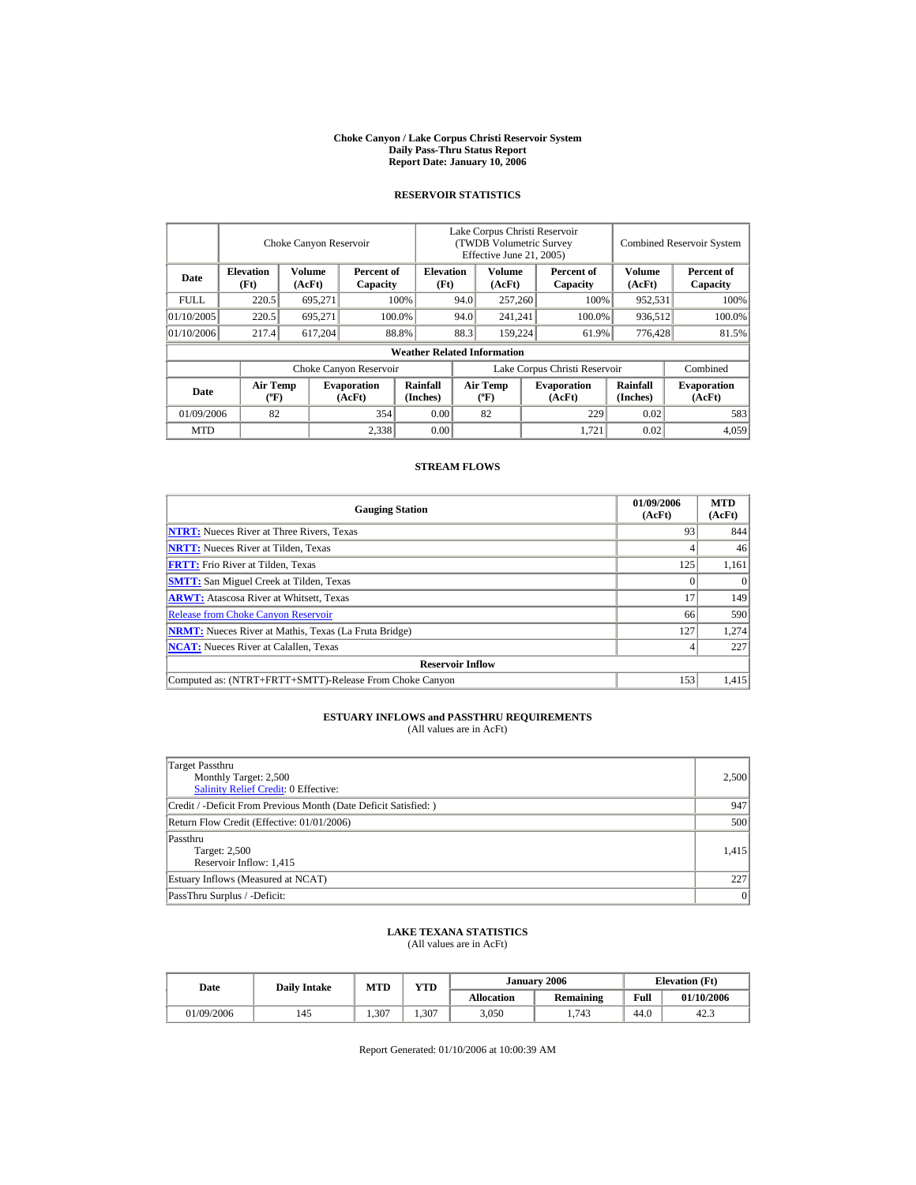# Choke Canyon / Lake Corpus Christi Reservoir System
## Daily Pass-Thru Status Report
### Report Date: January 10, 2006

## RESERVOIR STATISTICS

| Date | Choke Canyon Reservoir | | | Lake Corpus Christi Reservoir (TWDB Volumetric Survey Effective June 21, 2005) | | | Combined Reservoir System | |
|---|---|---|---|---|---|---|---|---|
| | Elevation (Ft) | Volume (AcFt) | Percent of Capacity | Elevation (Ft) | Volume (AcFt) | Percent of Capacity | Volume (AcFt) | Percent of Capacity |
| FULL | 220.5 | 695,271 | 100% | 94.0 | 257,260 | 100% | 952,531 | 100% |
| 01/10/2005 | 220.5 | 695,271 | 100.0% | 94.0 | 241,241 | 100.0% | 936,512 | 100.0% |
| 01/10/2006 | 217.4 | 617,204 | 88.8% | 88.3 | 159,224 | 61.9% | 776,428 | 81.5% |

**Weather Related Information**

| Date | Choke Canyon Reservoir | | | Lake Corpus Christi Reservoir | | | Combined |
|---|---|---|---|---|---|---|---|
| | Air Temp (ºF) | Evaporation (AcFt) | Rainfall (Inches) | Air Temp (ºF) | Evaporation (AcFt) | Rainfall (Inches) | Evaporation (AcFt) |
| 01/09/2006 | 82 | 354 | 0.00 | 82 | 229 | 0.02 | 583 |
| MTD | | 2,338 | 0.00 | | 1,721 | 0.02 | 4,059 |

## STREAM FLOWS

| Gauging Station | 01/09/2006 (AcFt) | MTD (AcFt) |
|---|---|---|
| **NTRT:** Nueces River at Three Rivers, Texas | 93 | 844 |
| **NRTT:** Nueces River at Tilden, Texas | 4 | 46 |
| **FRTT:** Frio River at Tilden, Texas | 125 | 1,161 |
| **SMTT:** San Miguel Creek at Tilden, Texas | 0 | 0 |
| **ARWT:** Atascosa River at Whitsett, Texas | 17 | 149 |
| Release from Choke Canyon Reservoir | 66 | 590 |
| **NRMT:** Nueces River at Mathis, Texas (La Fruta Bridge) | 127 | 1,274 |
| **NCAT:** Nueces River at Calallen, Texas | 4 | 227 |
| **Reservoir Inflow** | | |
| Computed as: (NTRT+FRTT+SMTT)-Release From Choke Canyon | 153 | 1,415 |

## ESTUARY INFLOWS and PASSTHRU REQUIREMENTS
(All values are in AcFt)

| | |
|---|---|
| Target Passthru<br>Monthly Target: 2,500<br>Salinity Relief Credit: 0 Effective: | 2,500 |
| Credit / -Deficit From Previous Month (Date Deficit Satisfied: ) | 947 |
| Return Flow Credit (Effective: 01/01/2006) | 500 |
| Passthru<br>Target: 2,500<br>Reservoir Inflow: 1,415 | 1,415 |
| Estuary Inflows (Measured at NCAT) | 227 |
| PassThru Surplus / -Deficit: | 0 |

## LAKE TEXANA STATISTICS
(All values are in AcFt)

| Date | Daily Intake | MTD | YTD | January 2006 | | Elevation (Ft) | |
|---|---|---|---|---|---|---|---|
| | | | | Allocation | Remaining | Full | 01/10/2006 |
| 01/09/2006 | 145 | 1,307 | 1,307 | 3,050 | 1,743 | 44.0 | 42.3 |

Report Generated: 01/10/2006 at 10:00:39 AM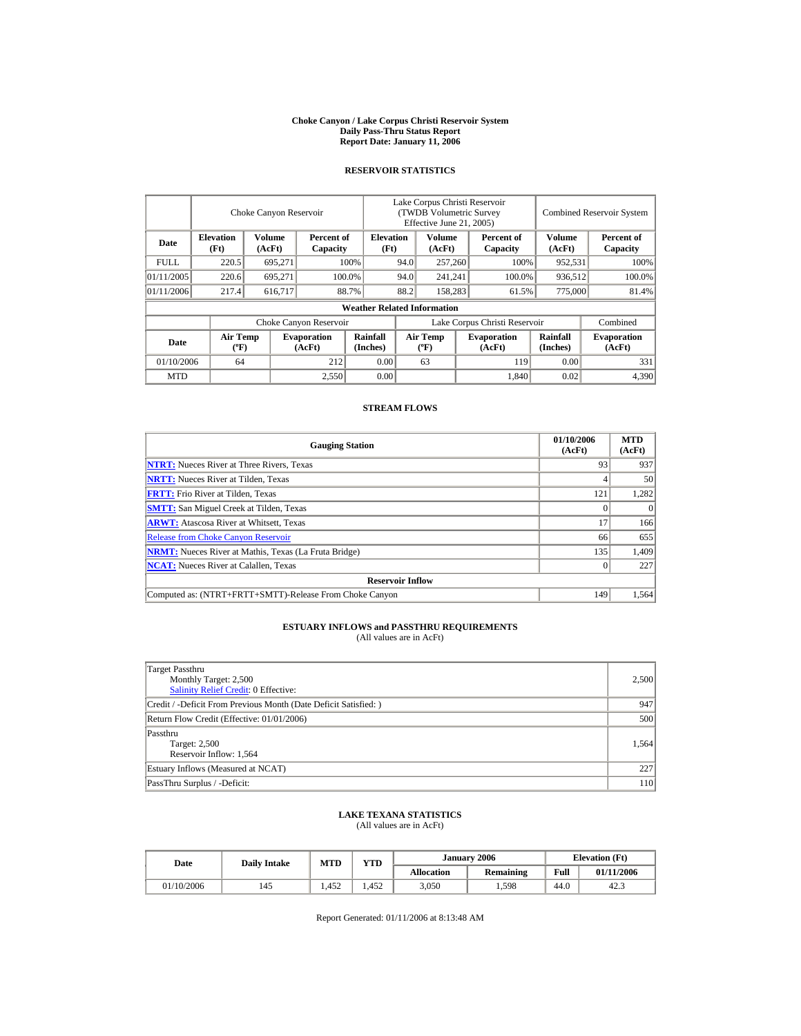# Choke Canyon / Lake Corpus Christi Reservoir System
## Daily Pass-Thru Status Report
## Report Date: January 11, 2006

### RESERVOIR STATISTICS

| Date | Choke Canyon Reservoir | | | Lake Corpus Christi Reservoir (TWDB Volumetric Survey Effective June 21, 2005) | | | Combined Reservoir System | |
|---|---|---|---|---|---|---|---|---|
| | Elevation (Ft) | Volume (AcFt) | Percent of Capacity | Elevation (Ft) | Volume (AcFt) | Percent of Capacity | Volume (AcFt) | Percent of Capacity |
| FULL | 220.5 | 695,271 | 100% | 94.0 | 257,260 | 100% | 952,531 | 100% |
| 01/11/2005 | 220.6 | 695,271 | 100.0% | 94.0 | 241,241 | 100.0% | 936,512 | 100.0% |
| 01/11/2006 | 217.4 | 616,717 | 88.7% | 88.2 | 158,283 | 61.5% | 775,000 | 81.4% |

**Weather Related Information**

| Date | Choke Canyon Reservoir | | | Lake Corpus Christi Reservoir | | | Combined |
|---|---|---|---|---|---|---|---|
| | Air Temp (ºF) | Evaporation (AcFt) | Rainfall (Inches) | Air Temp (ºF) | Evaporation (AcFt) | Rainfall (Inches) | Evaporation (AcFt) |
| 01/10/2006 | 64 | 212 | 0.00 | 63 | 119 | 0.00 | 331 |
| MTD | | 2,550 | 0.00 | | 1,840 | 0.02 | 4,390 |

### STREAM FLOWS

| Gauging Station | 01/10/2006 (AcFt) | MTD (AcFt) |
|---|---|---|
| NTRT: Nueces River at Three Rivers, Texas | 93 | 937 |
| NRTT: Nueces River at Tilden, Texas | 4 | 50 |
| FRTT: Frio River at Tilden, Texas | 121 | 1,282 |
| SMTT: San Miguel Creek at Tilden, Texas | 0 | 0 |
| ARWT: Atascosa River at Whitsett, Texas | 17 | 166 |
| Release from Choke Canyon Reservoir | 66 | 655 |
| NRMT: Nueces River at Mathis, Texas (La Fruta Bridge) | 135 | 1,409 |
| NCAT: Nueces River at Calallen, Texas | 0 | 227 |
| **Reservoir Inflow** | | |
| Computed as: (NTRT+FRTT+SMTT)-Release From Choke Canyon | 149 | 1,564 |

### ESTUARY INFLOWS and PASSTHRU REQUIREMENTS
(All values are in AcFt)

| | |
|---|---|
| Target Passthru<br>Monthly Target: 2,500<br>Salinity Relief Credit: 0 Effective: | 2,500 |
| Credit / -Deficit From Previous Month (Date Deficit Satisfied: ) | 947 |
| Return Flow Credit (Effective: 01/01/2006) | 500 |
| Passthru<br>Target: 2,500<br>Reservoir Inflow: 1,564 | 1,564 |
| Estuary Inflows (Measured at NCAT) | 227 |
| PassThru Surplus / -Deficit: | 110 |

### LAKE TEXANA STATISTICS
(All values are in AcFt)

| Date | Daily Intake | MTD | YTD | January 2006 | | Elevation (Ft) | |
|---|---|---|---|---|---|---|---|
| | | | | Allocation | Remaining | Full | 01/11/2006 |
| 01/10/2006 | 145 | 1,452 | 1,452 | 3,050 | 1,598 | 44.0 | 42.3 |

Report Generated: 01/11/2006 at 8:13:48 AM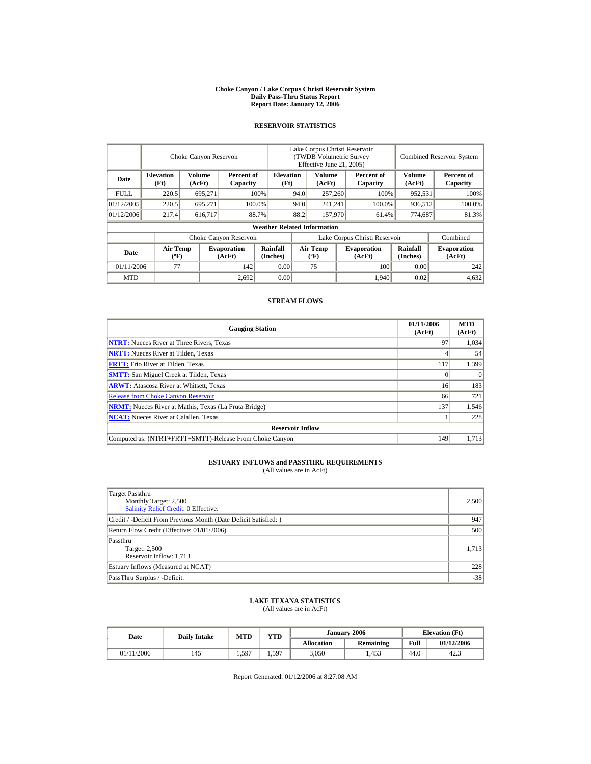# Choke Canyon / Lake Corpus Christi Reservoir System
## Daily Pass-Thru Status Report
## Report Date: January 12, 2006

### RESERVOIR STATISTICS

| Date | Choke Canyon Reservoir | | | Lake Corpus Christi Reservoir (TWDB Volumetric Survey Effective June 21, 2005) | | | Combined Reservoir System | |
|---|---|---|---|---|---|---|---|---|
| | Elevation (Ft) | Volume (AcFt) | Percent of Capacity | Elevation (Ft) | Volume (AcFt) | Percent of Capacity | Volume (AcFt) | Percent of Capacity |
| FULL | 220.5 | 695,271 | 100% | 94.0 | 257,260 | 100% | 952,531 | 100% |
| 01/12/2005 | 220.5 | 695,271 | 100.0% | 94.0 | 241,241 | 100.0% | 936,512 | 100.0% |
| 01/12/2006 | 217.4 | 616,717 | 88.7% | 88.2 | 157,970 | 61.4% | 774,687 | 81.3% |

**Weather Related Information**

| Date | Choke Canyon Reservoir | | | Lake Corpus Christi Reservoir | | | Combined |
|---|---|---|---|---|---|---|---|
| | Air Temp (ºF) | Evaporation (AcFt) | Rainfall (Inches) | Air Temp (ºF) | Evaporation (AcFt) | Rainfall (Inches) | Evaporation (AcFt) |
| 01/11/2006 | 77 | 142 | 0.00 | 75 | 100 | 0.00 | 242 |
| MTD | | 2,692 | 0.00 | | 1,940 | 0.02 | 4,632 |

### STREAM FLOWS

| Gauging Station | 01/11/2006 (AcFt) | MTD (AcFt) |
|---|---|---|
| NTRT: Nueces River at Three Rivers, Texas | 97 | 1,034 |
| NRTT: Nueces River at Tilden, Texas | 4 | 54 |
| FRTT: Frio River at Tilden, Texas | 117 | 1,399 |
| SMTT: San Miguel Creek at Tilden, Texas | 0 | 0 |
| ARWT: Atascosa River at Whitsett, Texas | 16 | 183 |
| Release from Choke Canyon Reservoir | 66 | 721 |
| NRMT: Nueces River at Mathis, Texas (La Fruta Bridge) | 137 | 1,546 |
| NCAT: Nueces River at Calallen, Texas | 1 | 228 |
| **Reservoir Inflow** | | |
| Computed as: (NTRT+FRTT+SMTT)-Release From Choke Canyon | 149 | 1,713 |

### ESTUARY INFLOWS and PASSTHRU REQUIREMENTS
(All values are in AcFt)

| | |
|---|---|
| Target Passthru<br>Monthly Target: 2,500<br>Salinity Relief Credit: 0 Effective: | 2,500 |
| Credit / -Deficit From Previous Month (Date Deficit Satisfied: ) | 947 |
| Return Flow Credit (Effective: 01/01/2006) | 500 |
| Passthru<br>Target: 2,500<br>Reservoir Inflow: 1,713 | 1,713 |
| Estuary Inflows (Measured at NCAT) | 228 |
| PassThru Surplus / -Deficit: | -38 |

### LAKE TEXANA STATISTICS
(All values are in AcFt)

| Date | Daily Intake | MTD | YTD | January 2006 | | Elevation (Ft) | |
|---|---|---|---|---|---|---|---|
| | | | | Allocation | Remaining | Full | 01/12/2006 |
| 01/11/2006 | 145 | 1,597 | 1,597 | 3,050 | 1,453 | 44.0 | 42.3 |

Report Generated: 01/12/2006 at 8:27:08 AM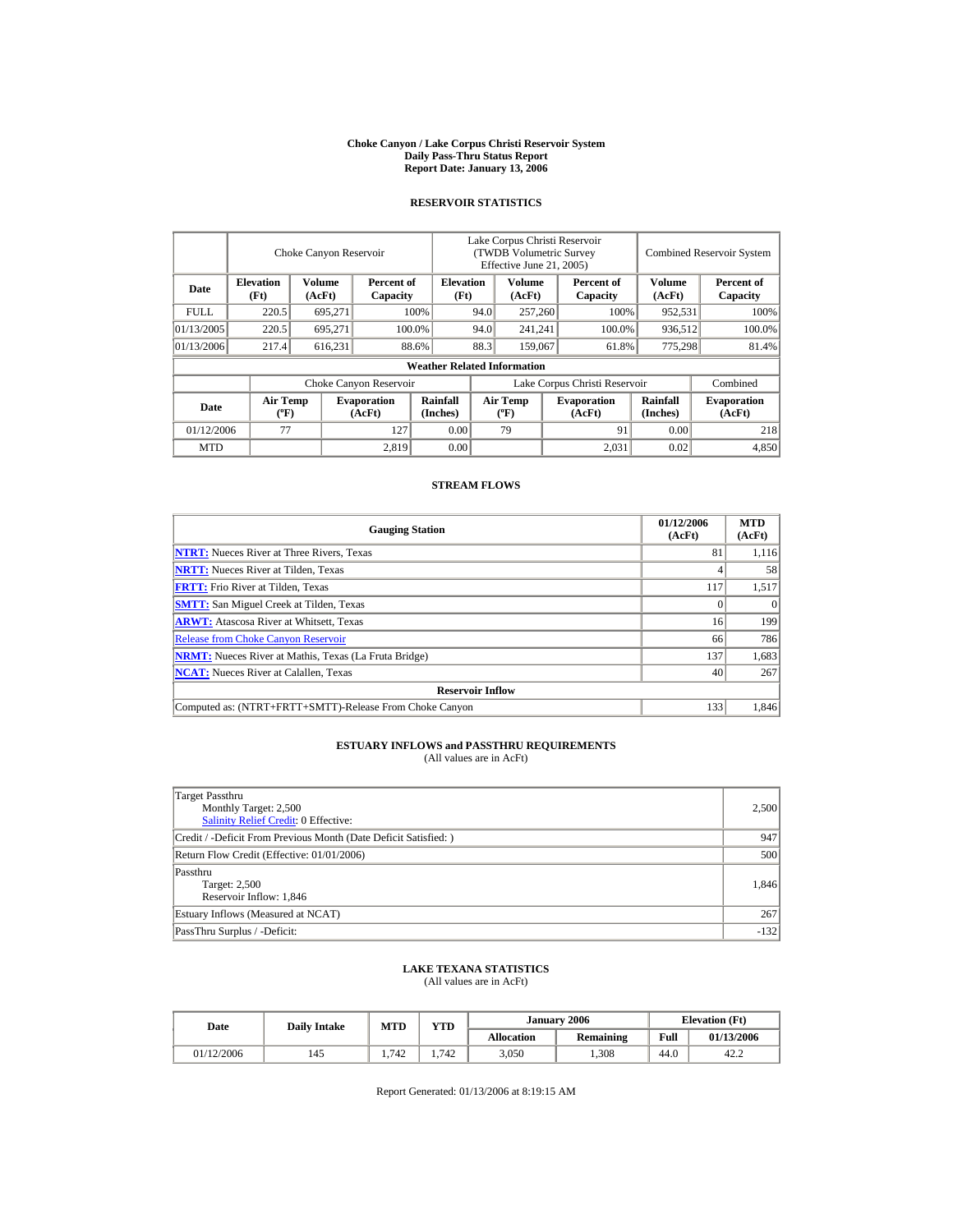**Choke Canyon / Lake Corpus Christi Reservoir System**
**Daily Pass-Thru Status Report**
**Report Date: January 13, 2006**

## RESERVOIR STATISTICS

| Date | Choke Canyon Reservoir | | | Lake Corpus Christi Reservoir (TWDB Volumetric Survey Effective June 21, 2005) | | | Combined Reservoir System | |
|---|---|---|---|---|---|---|---|---|
| | Elevation (Ft) | Volume (AcFt) | Percent of Capacity | Elevation (Ft) | Volume (AcFt) | Percent of Capacity | Volume (AcFt) | Percent of Capacity |
| FULL | 220.5 | 695,271 | 100% | 94.0 | 257,260 | 100% | 952,531 | 100% |
| 01/13/2005 | 220.5 | 695,271 | 100.0% | 94.0 | 241,241 | 100.0% | 936,512 | 100.0% |
| 01/13/2006 | 217.4 | 616,231 | 88.6% | 88.3 | 159,067 | 61.8% | 775,298 | 81.4% |

**Weather Related Information**

| Date | Choke Canyon Reservoir | | | Lake Corpus Christi Reservoir | | | Combined |
|---|---|---|---|---|---|---|---|
| | Air Temp (ºF) | Evaporation (AcFt) | Rainfall (Inches) | Air Temp (ºF) | Evaporation (AcFt) | Rainfall (Inches) | Evaporation (AcFt) |
| 01/12/2006 | 77 | 127 | 0.00 | 79 | 91 | 0.00 | 218 |
| MTD | | 2,819 | 0.00 | | 2,031 | 0.02 | 4,850 |

## STREAM FLOWS

| Gauging Station | 01/12/2006 (AcFt) | MTD (AcFt) |
|---|---|---|
| NTRT: Nueces River at Three Rivers, Texas | 81 | 1,116 |
| NRTT: Nueces River at Tilden, Texas | 4 | 58 |
| FRTT: Frio River at Tilden, Texas | 117 | 1,517 |
| SMTT: San Miguel Creek at Tilden, Texas | 0 | 0 |
| ARWT: Atascosa River at Whitsett, Texas | 16 | 199 |
| Release from Choke Canyon Reservoir | 66 | 786 |
| NRMT: Nueces River at Mathis, Texas (La Fruta Bridge) | 137 | 1,683 |
| NCAT: Nueces River at Calallen, Texas | 40 | 267 |
| **Reservoir Inflow** | | |
| Computed as: (NTRT+FRTT+SMTT)-Release From Choke Canyon | 133 | 1,846 |

## ESTUARY INFLOWS and PASSTHRU REQUIREMENTS
(All values are in AcFt)

| Item | Value |
|---|---|
| Target Passthru<br>Monthly Target: 2,500<br>Salinity Relief Credit: 0 Effective: | 2,500 |
| Credit / -Deficit From Previous Month (Date Deficit Satisfied: ) | 947 |
| Return Flow Credit (Effective: 01/01/2006) | 500 |
| Passthru<br>Target: 2,500<br>Reservoir Inflow: 1,846 | 1,846 |
| Estuary Inflows (Measured at NCAT) | 267 |
| PassThru Surplus / -Deficit: | -132 |

## LAKE TEXANA STATISTICS
(All values are in AcFt)

| Date | Daily Intake | MTD | YTD | January 2006 | | Elevation (Ft) | |
|---|---|---|---|---|---|---|---|
| | | | | Allocation | Remaining | Full | 01/13/2006 |
| 01/12/2006 | 145 | 1,742 | 1,742 | 3,050 | 1,308 | 44.0 | 42.2 |

Report Generated: 01/13/2006 at 8:19:15 AM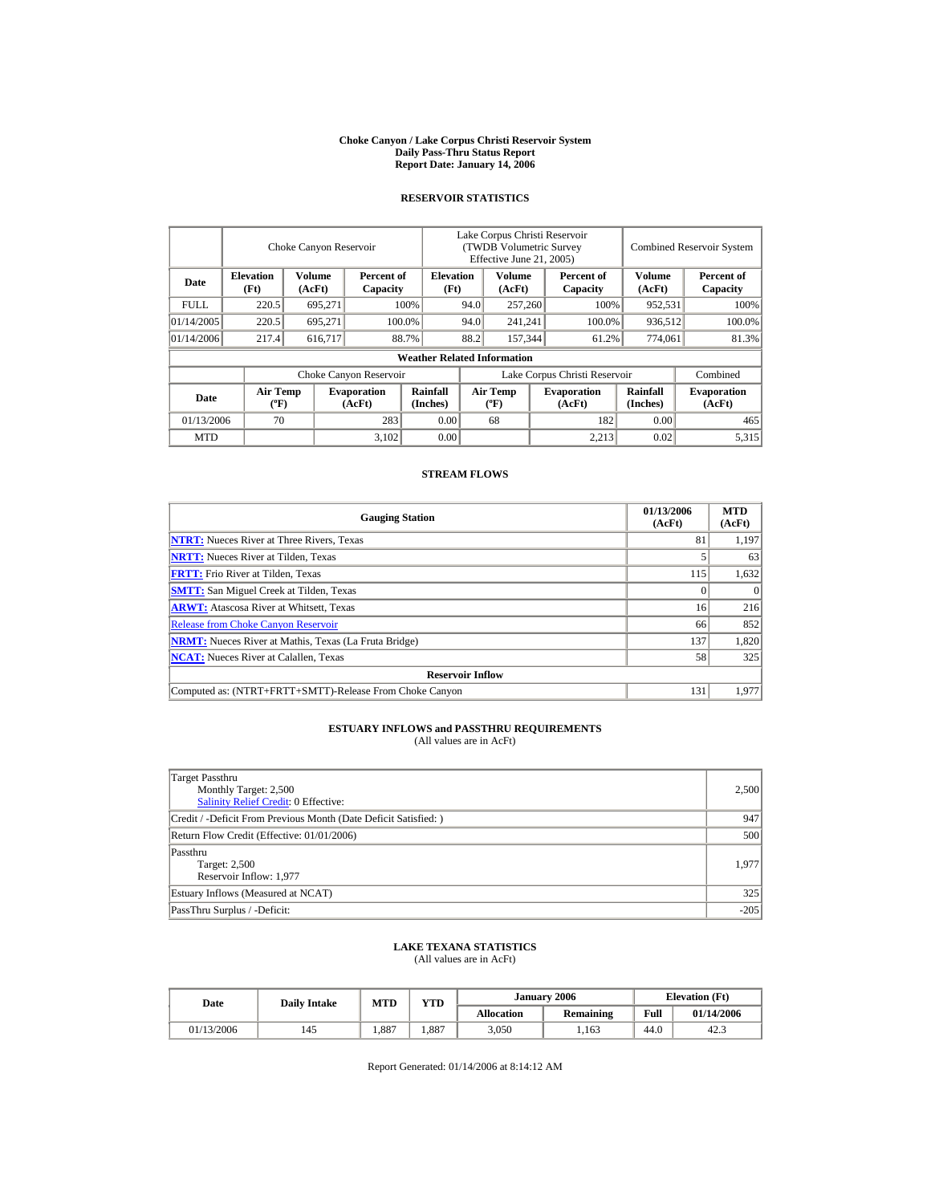# Choke Canyon / Lake Corpus Christi Reservoir System
## Daily Pass-Thru Status Report
## Report Date: January 14, 2006

### RESERVOIR STATISTICS

| | Choke Canyon Reservoir | | | Lake Corpus Christi Reservoir (TWDB Volumetric Survey Effective June 21, 2005) | | | Combined Reservoir System | |
|---|---|---|---|---|---|---|---|---|
| Date | Elevation (Ft) | Volume (AcFt) | Percent of Capacity | Elevation (Ft) | Volume (AcFt) | Percent of Capacity | Volume (AcFt) | Percent of Capacity |
| FULL | 220.5 | 695,271 | 100% | 94.0 | 257,260 | 100% | 952,531 | 100% |
| 01/14/2005 | 220.5 | 695,271 | 100.0% | 94.0 | 241,241 | 100.0% | 936,512 | 100.0% |
| 01/14/2006 | 217.4 | 616,717 | 88.7% | 88.2 | 157,344 | 61.2% | 774,061 | 81.3% |

**Weather Related Information**

| | Choke Canyon Reservoir | | | Lake Corpus Christi Reservoir | | | Combined |
|---|---|---|---|---|---|---|---|
| Date | Air Temp (ºF) | Evaporation (AcFt) | Rainfall (Inches) | Air Temp (ºF) | Evaporation (AcFt) | Rainfall (Inches) | Evaporation (AcFt) |
| 01/13/2006 | 70 | 283 | 0.00 | 68 | 182 | 0.00 | 465 |
| MTD | | 3,102 | 0.00 | | 2,213 | 0.02 | 5,315 |

### STREAM FLOWS

| Gauging Station | 01/13/2006 (AcFt) | MTD (AcFt) |
|---|---|---|
| **NTRT:** Nueces River at Three Rivers, Texas | 81 | 1,197 |
| **NRTT:** Nueces River at Tilden, Texas | 5 | 63 |
| **FRTT:** Frio River at Tilden, Texas | 115 | 1,632 |
| **SMTT:** San Miguel Creek at Tilden, Texas | 0 | 0 |
| **ARWT:** Atascosa River at Whitsett, Texas | 16 | 216 |
| Release from Choke Canyon Reservoir | 66 | 852 |
| **NRMT:** Nueces River at Mathis, Texas (La Fruta Bridge) | 137 | 1,820 |
| **NCAT:** Nueces River at Calallen, Texas | 58 | 325 |
| **Reservoir Inflow** | | |
| Computed as: (NTRT+FRTT+SMTT)-Release From Choke Canyon | 131 | 1,977 |

### ESTUARY INFLOWS and PASSTHRU REQUIREMENTS
(All values are in AcFt)

| | |
|---|---|
| Target Passthru<br>Monthly Target: 2,500<br>Salinity Relief Credit: 0 Effective: | 2,500 |
| Credit / -Deficit From Previous Month (Date Deficit Satisfied: ) | 947 |
| Return Flow Credit (Effective: 01/01/2006) | 500 |
| Passthru<br>Target: 2,500<br>Reservoir Inflow: 1,977 | 1,977 |
| Estuary Inflows (Measured at NCAT) | 325 |
| PassThru Surplus / -Deficit: | -205 |

### LAKE TEXANA STATISTICS
(All values are in AcFt)

| Date | Daily Intake | MTD | YTD | January 2006 | | Elevation (Ft) | |
|---|---|---|---|---|---|---|---|
| | | | | Allocation | Remaining | Full | 01/14/2006 |
| 01/13/2006 | 145 | 1,887 | 1,887 | 3,050 | 1,163 | 44.0 | 42.3 |

Report Generated: 01/14/2006 at 8:14:12 AM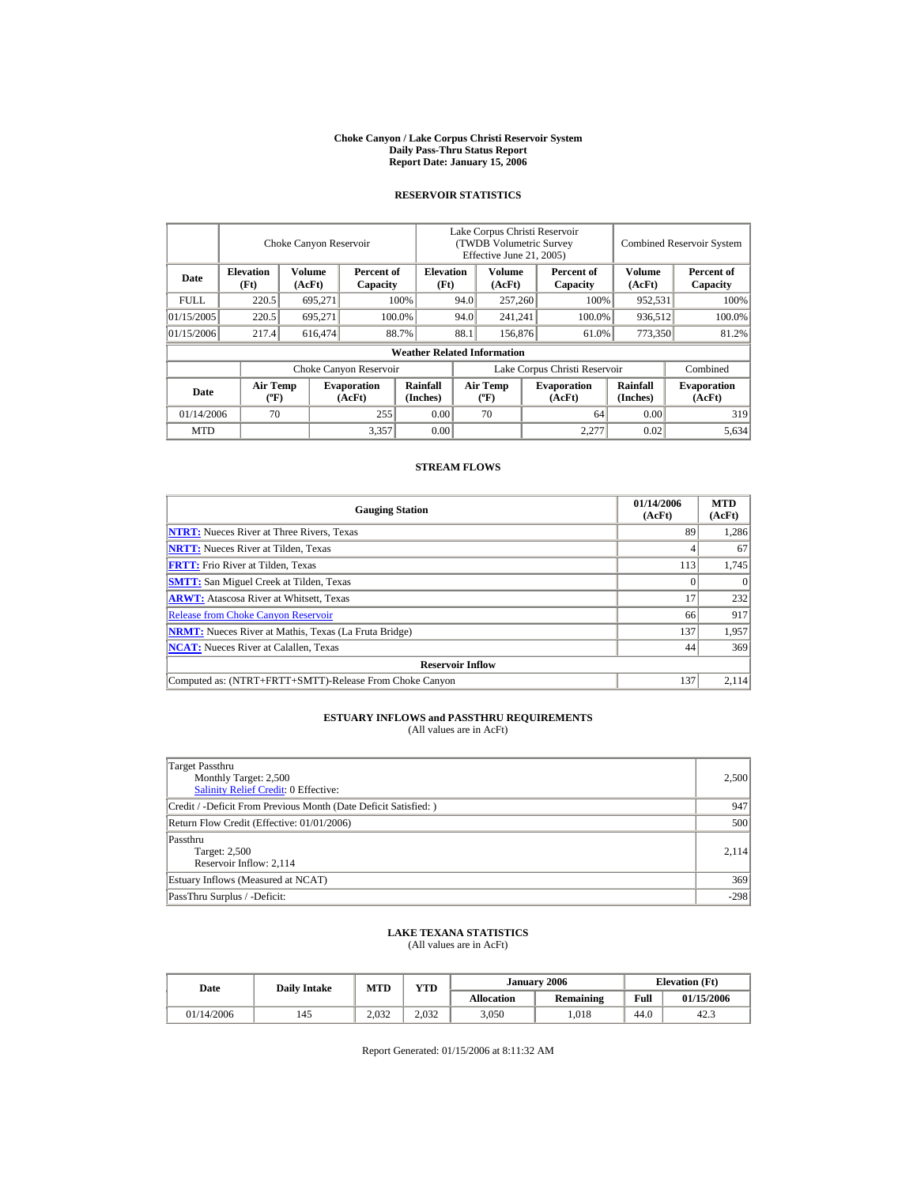# Choke Canyon / Lake Corpus Christi Reservoir System
## Daily Pass-Thru Status Report
### Report Date: January 15, 2006

## RESERVOIR STATISTICS

| Date | Choke Canyon Reservoir | | | Lake Corpus Christi Reservoir (TWDB Volumetric Survey Effective June 21, 2005) | | | Combined Reservoir System | |
|---|---|---|---|---|---|---|---|---|
| | Elevation (Ft) | Volume (AcFt) | Percent of Capacity | Elevation (Ft) | Volume (AcFt) | Percent of Capacity | Volume (AcFt) | Percent of Capacity |
| FULL | 220.5 | 695,271 | 100% | 94.0 | 257,260 | 100% | 952,531 | 100% |
| 01/15/2005 | 220.5 | 695,271 | 100.0% | 94.0 | 241,241 | 100.0% | 936,512 | 100.0% |
| 01/15/2006 | 217.4 | 616,474 | 88.7% | 88.1 | 156,876 | 61.0% | 773,350 | 81.2% |

**Weather Related Information**

| Date | Choke Canyon Reservoir | | | Lake Corpus Christi Reservoir | | | Combined |
|---|---|---|---|---|---|---|---|
| | Air Temp (ºF) | Evaporation (AcFt) | Rainfall (Inches) | Air Temp (ºF) | Evaporation (AcFt) | Rainfall (Inches) | Evaporation (AcFt) |
| 01/14/2006 | 70 | 255 | 0.00 | 70 | 64 | 0.00 | 319 |
| MTD | | 3,357 | 0.00 | | 2,277 | 0.02 | 5,634 |

## STREAM FLOWS

| Gauging Station | 01/14/2006 (AcFt) | MTD (AcFt) |
|---|---|---|
| NTRT: Nueces River at Three Rivers, Texas | 89 | 1,286 |
| NRTT: Nueces River at Tilden, Texas | 4 | 67 |
| FRTT: Frio River at Tilden, Texas | 113 | 1,745 |
| SMTT: San Miguel Creek at Tilden, Texas | 0 | 0 |
| ARWT: Atascosa River at Whitsett, Texas | 17 | 232 |
| Release from Choke Canyon Reservoir | 66 | 917 |
| NRMT: Nueces River at Mathis, Texas (La Fruta Bridge) | 137 | 1,957 |
| NCAT: Nueces River at Calallen, Texas | 44 | 369 |
| **Reservoir Inflow** | | |
| Computed as: (NTRT+FRTT+SMTT)-Release From Choke Canyon | 137 | 2,114 |

## ESTUARY INFLOWS and PASSTHRU REQUIREMENTS
(All values are in AcFt)

| Item | Value |
|---|---|
| Target Passthru<br>Monthly Target: 2,500<br>Salinity Relief Credit: 0 Effective: | 2,500 |
| Credit / -Deficit From Previous Month (Date Deficit Satisfied: ) | 947 |
| Return Flow Credit (Effective: 01/01/2006) | 500 |
| Passthru<br>Target: 2,500<br>Reservoir Inflow: 2,114 | 2,114 |
| Estuary Inflows (Measured at NCAT) | 369 |
| PassThru Surplus / -Deficit: | -298 |

## LAKE TEXANA STATISTICS
(All values are in AcFt)

| Date | Daily Intake | MTD | YTD | January 2006 | | Elevation (Ft) | |
|---|---|---|---|---|---|---|---|
| | | | | Allocation | Remaining | Full | 01/15/2006 |
| 01/14/2006 | 145 | 2,032 | 2,032 | 3,050 | 1,018 | 44.0 | 42.3 |

Report Generated: 01/15/2006 at 8:11:32 AM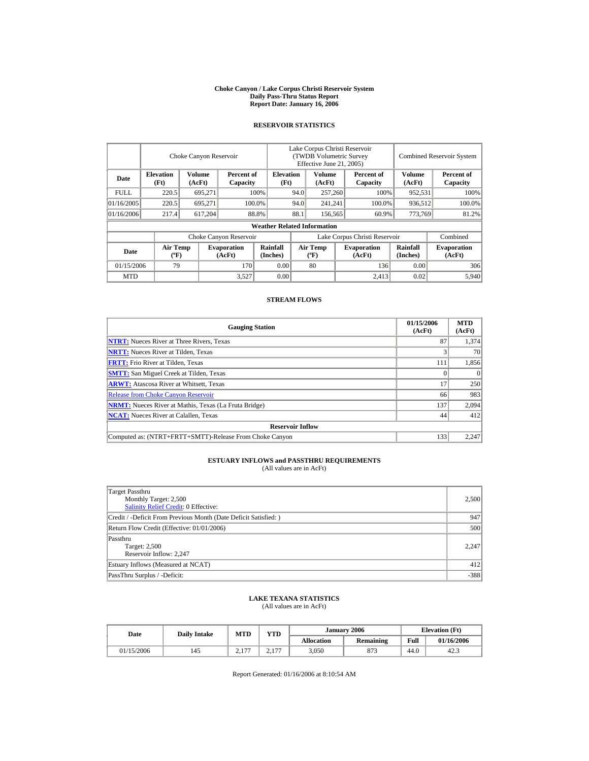# Choke Canyon / Lake Corpus Christi Reservoir System
## Daily Pass-Thru Status Report
### Report Date: January 16, 2006

## RESERVOIR STATISTICS

| Date | Choke Canyon Reservoir | | | Lake Corpus Christi Reservoir (TWDB Volumetric Survey Effective June 21, 2005) | | | Combined Reservoir System | |
|---|---|---|---|---|---|---|---|---|
| | Elevation (Ft) | Volume (AcFt) | Percent of Capacity | Elevation (Ft) | Volume (AcFt) | Percent of Capacity | Volume (AcFt) | Percent of Capacity |
| FULL | 220.5 | 695,271 | 100% | 94.0 | 257,260 | 100% | 952,531 | 100% |
| 01/16/2005 | 220.5 | 695,271 | 100.0% | 94.0 | 241,241 | 100.0% | 936,512 | 100.0% |
| 01/16/2006 | 217.4 | 617,204 | 88.8% | 88.1 | 156,565 | 60.9% | 773,769 | 81.2% |

**Weather Related Information**

| Date | Choke Canyon Reservoir | | | Lake Corpus Christi Reservoir | | | Combined |
|---|---|---|---|---|---|---|---|
| | Air Temp (ºF) | Evaporation (AcFt) | Rainfall (Inches) | Air Temp (ºF) | Evaporation (AcFt) | Rainfall (Inches) | Evaporation (AcFt) |
| 01/15/2006 | 79 | 170 | 0.00 | 80 | 136 | 0.00 | 306 |
| MTD | | 3,527 | 0.00 | | 2,413 | 0.02 | 5,940 |

## STREAM FLOWS

| Gauging Station | 01/15/2006 (AcFt) | MTD (AcFt) |
|---|---|---|
| NTRT: Nueces River at Three Rivers, Texas | 87 | 1,374 |
| NRTT: Nueces River at Tilden, Texas | 3 | 70 |
| FRTT: Frio River at Tilden, Texas | 111 | 1,856 |
| SMTT: San Miguel Creek at Tilden, Texas | 0 | 0 |
| ARWT: Atascosa River at Whitsett, Texas | 17 | 250 |
| Release from Choke Canyon Reservoir | 66 | 983 |
| NRMT: Nueces River at Mathis, Texas (La Fruta Bridge) | 137 | 2,094 |
| NCAT: Nueces River at Calallen, Texas | 44 | 412 |
| **Reservoir Inflow** | | |
| Computed as: (NTRT+FRTT+SMTT)-Release From Choke Canyon | 133 | 2,247 |

## ESTUARY INFLOWS and PASSTHRU REQUIREMENTS
(All values are in AcFt)

| | |
|---|---|
| Target Passthru<br>Monthly Target: 2,500<br>Salinity Relief Credit: 0 Effective: | 2,500 |
| Credit / -Deficit From Previous Month (Date Deficit Satisfied: ) | 947 |
| Return Flow Credit (Effective: 01/01/2006) | 500 |
| Passthru<br>Target: 2,500<br>Reservoir Inflow: 2,247 | 2,247 |
| Estuary Inflows (Measured at NCAT) | 412 |
| PassThru Surplus / -Deficit: | -388 |

## LAKE TEXANA STATISTICS
(All values are in AcFt)

| Date | Daily Intake | MTD | YTD | January 2006 | | Elevation (Ft) | |
|---|---|---|---|---|---|---|---|
| | | | | Allocation | Remaining | Full | 01/16/2006 |
| 01/15/2006 | 145 | 2,177 | 2,177 | 3,050 | 873 | 44.0 | 42.3 |

Report Generated: 01/16/2006 at 8:10:54 AM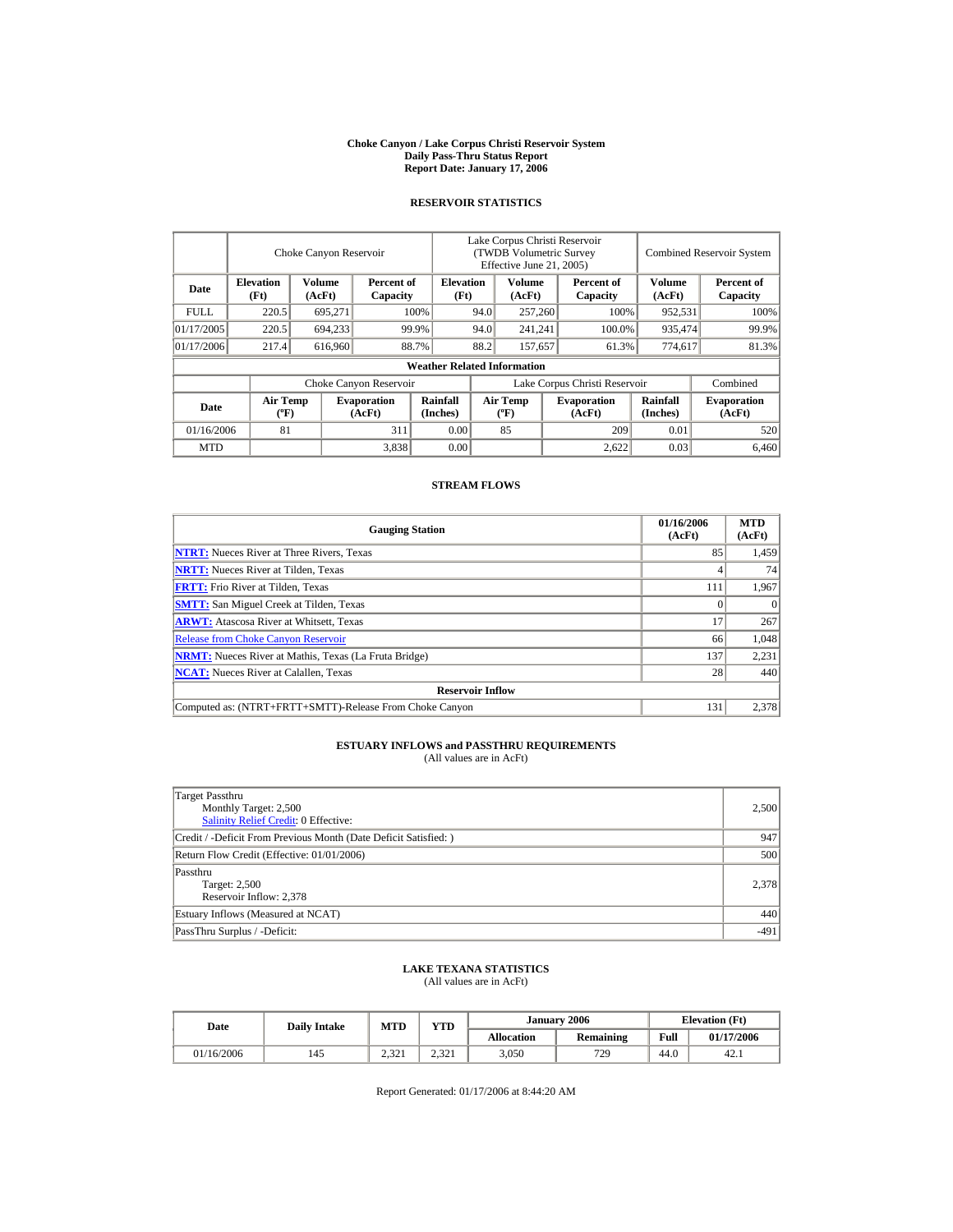# Choke Canyon / Lake Corpus Christi Reservoir System
## Daily Pass-Thru Status Report
### Report Date: January 17, 2006

## RESERVOIR STATISTICS

| | Choke Canyon Reservoir | | | Lake Corpus Christi Reservoir (TWDB Volumetric Survey Effective June 21, 2005) | | | Combined Reservoir System | |
|---|---|---|---|---|---|---|---|---|
| Date | Elevation (Ft) | Volume (AcFt) | Percent of Capacity | Elevation (Ft) | Volume (AcFt) | Percent of Capacity | Volume (AcFt) | Percent of Capacity |
| FULL | 220.5 | 695,271 | 100% | 94.0 | 257,260 | 100% | 952,531 | 100% |
| 01/17/2005 | 220.5 | 694,233 | 99.9% | 94.0 | 241,241 | 100.0% | 935,474 | 99.9% |
| 01/17/2006 | 217.4 | 616,960 | 88.7% | 88.2 | 157,657 | 61.3% | 774,617 | 81.3% |

**Weather Related Information**

| | Choke Canyon Reservoir | | | Lake Corpus Christi Reservoir | | | Combined |
|---|---|---|---|---|---|---|---|
| Date | Air Temp (ºF) | Evaporation (AcFt) | Rainfall (Inches) | Air Temp (ºF) | Evaporation (AcFt) | Rainfall (Inches) | Evaporation (AcFt) |
| 01/16/2006 | 81 | 311 | 0.00 | 85 | 209 | 0.01 | 520 |
| MTD | | 3,838 | 0.00 | | 2,622 | 0.03 | 6,460 |

## STREAM FLOWS

| Gauging Station | 01/16/2006 (AcFt) | MTD (AcFt) |
|---|---|---|
| **NTRT:** Nueces River at Three Rivers, Texas | 85 | 1,459 |
| **NRTT:** Nueces River at Tilden, Texas | 4 | 74 |
| **FRTT:** Frio River at Tilden, Texas | 111 | 1,967 |
| **SMTT:** San Miguel Creek at Tilden, Texas | 0 | 0 |
| **ARWT:** Atascosa River at Whitsett, Texas | 17 | 267 |
| Release from Choke Canyon Reservoir | 66 | 1,048 |
| **NRMT:** Nueces River at Mathis, Texas (La Fruta Bridge) | 137 | 2,231 |
| **NCAT:** Nueces River at Calallen, Texas | 28 | 440 |
| **Reservoir Inflow** | | |
| Computed as: (NTRT+FRTT+SMTT)-Release From Choke Canyon | 131 | 2,378 |

## ESTUARY INFLOWS and PASSTHRU REQUIREMENTS
(All values are in AcFt)

| | |
|---|---|
| Target Passthru<br>Monthly Target: 2,500<br>Salinity Relief Credit: 0 Effective: | 2,500 |
| Credit / -Deficit From Previous Month (Date Deficit Satisfied: ) | 947 |
| Return Flow Credit (Effective: 01/01/2006) | 500 |
| Passthru<br>Target: 2,500<br>Reservoir Inflow: 2,378 | 2,378 |
| Estuary Inflows (Measured at NCAT) | 440 |
| PassThru Surplus / -Deficit: | -491 |

## LAKE TEXANA STATISTICS
(All values are in AcFt)

| Date | Daily Intake | MTD | YTD | January 2006 | | Elevation (Ft) | |
|---|---|---|---|---|---|---|---|
| | | | | Allocation | Remaining | Full | 01/17/2006 |
| 01/16/2006 | 145 | 2,321 | 2,321 | 3,050 | 729 | 44.0 | 42.1 |

Report Generated: 01/17/2006 at 8:44:20 AM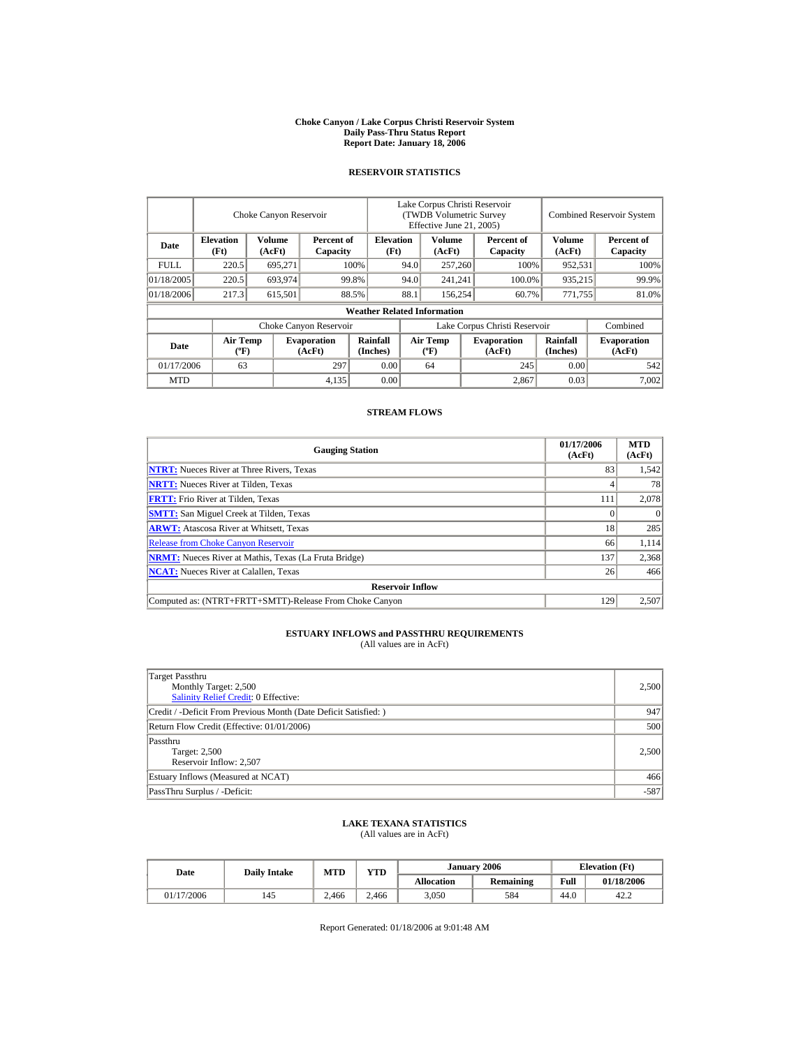# Choke Canyon / Lake Corpus Christi Reservoir System
## Daily Pass-Thru Status Report
## Report Date: January 18, 2006

### RESERVOIR STATISTICS

| Date | Choke Canyon Reservoir | | | Lake Corpus Christi Reservoir (TWDB Volumetric Survey Effective June 21, 2005) | | | Combined Reservoir System | |
|---|---|---|---|---|---|---|---|---|
| | Elevation (Ft) | Volume (AcFt) | Percent of Capacity | Elevation (Ft) | Volume (AcFt) | Percent of Capacity | Volume (AcFt) | Percent of Capacity |
| FULL | 220.5 | 695,271 | 100% | 94.0 | 257,260 | 100% | 952,531 | 100% |
| 01/18/2005 | 220.5 | 693,974 | 99.8% | 94.0 | 241,241 | 100.0% | 935,215 | 99.9% |
| 01/18/2006 | 217.3 | 615,501 | 88.5% | 88.1 | 156,254 | 60.7% | 771,755 | 81.0% |

**Weather Related Information**

| Date | Choke Canyon Reservoir | | | Lake Corpus Christi Reservoir | | | Combined |
|---|---|---|---|---|---|---|---|
| | Air Temp (ºF) | Evaporation (AcFt) | Rainfall (Inches) | Air Temp (ºF) | Evaporation (AcFt) | Rainfall (Inches) | Evaporation (AcFt) |
| 01/17/2006 | 63 | 297 | 0.00 | 64 | 245 | 0.00 | 542 |
| MTD | | 4,135 | 0.00 | | 2,867 | 0.03 | 7,002 |

### STREAM FLOWS

| Gauging Station | 01/17/2006 (AcFt) | MTD (AcFt) |
|---|---|---|
| NTRT: Nueces River at Three Rivers, Texas | 83 | 1,542 |
| NRTT: Nueces River at Tilden, Texas | 4 | 78 |
| FRTT: Frio River at Tilden, Texas | 111 | 2,078 |
| SMTT: San Miguel Creek at Tilden, Texas | 0 | 0 |
| ARWT: Atascosa River at Whitsett, Texas | 18 | 285 |
| Release from Choke Canyon Reservoir | 66 | 1,114 |
| NRMT: Nueces River at Mathis, Texas (La Fruta Bridge) | 137 | 2,368 |
| NCAT: Nueces River at Calallen, Texas | 26 | 466 |
| **Reservoir Inflow** | | |
| Computed as: (NTRT+FRTT+SMTT)-Release From Choke Canyon | 129 | 2,507 |

### ESTUARY INFLOWS and PASSTHRU REQUIREMENTS
(All values are in AcFt)

| | |
|---|---|
| Target Passthru<br>Monthly Target: 2,500<br>Salinity Relief Credit: 0 Effective: | 2,500 |
| Credit / -Deficit From Previous Month (Date Deficit Satisfied: ) | 947 |
| Return Flow Credit (Effective: 01/01/2006) | 500 |
| Passthru<br>Target: 2,500<br>Reservoir Inflow: 2,507 | 2,500 |
| Estuary Inflows (Measured at NCAT) | 466 |
| PassThru Surplus / -Deficit: | -587 |

### LAKE TEXANA STATISTICS
(All values are in AcFt)

| Date | Daily Intake | MTD | YTD | January 2006 | | Elevation (Ft) | |
|---|---|---|---|---|---|---|---|
| | | | | Allocation | Remaining | Full | 01/18/2006 |
| 01/17/2006 | 145 | 2,466 | 2,466 | 3,050 | 584 | 44.0 | 42.2 |

Report Generated: 01/18/2006 at 9:01:48 AM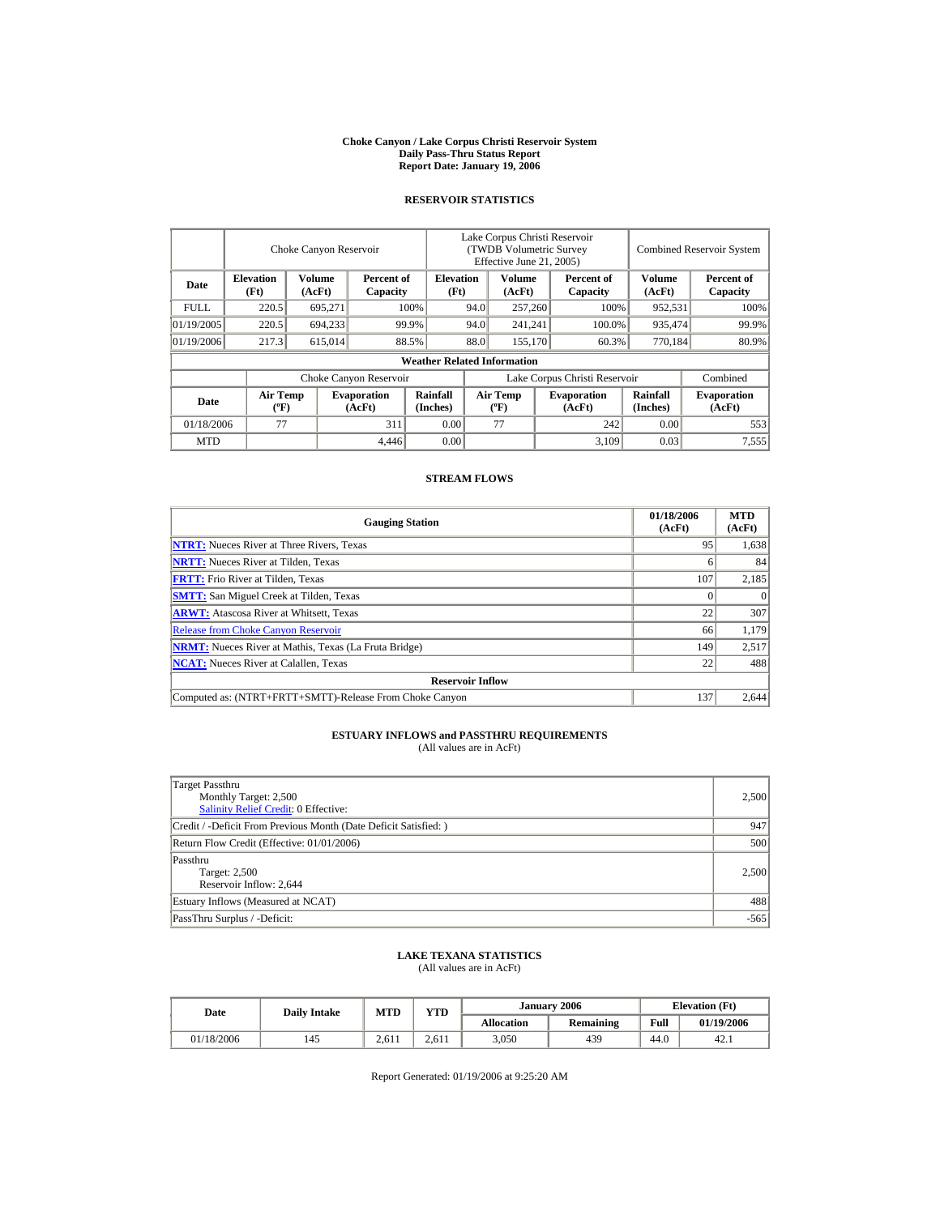# Choke Canyon / Lake Corpus Christi Reservoir System
## Daily Pass-Thru Status Report
## Report Date: January 19, 2006

### RESERVOIR STATISTICS

| Date | Choke Canyon Reservoir | | | Lake Corpus Christi Reservoir (TWDB Volumetric Survey Effective June 21, 2005) | | | Combined Reservoir System | |
|---|---|---|---|---|---|---|---|---|
| | Elevation (Ft) | Volume (AcFt) | Percent of Capacity | Elevation (Ft) | Volume (AcFt) | Percent of Capacity | Volume (AcFt) | Percent of Capacity |
| FULL | 220.5 | 695,271 | 100% | 94.0 | 257,260 | 100% | 952,531 | 100% |
| 01/19/2005 | 220.5 | 694,233 | 99.9% | 94.0 | 241,241 | 100.0% | 935,474 | 99.9% |
| 01/19/2006 | 217.3 | 615,014 | 88.5% | 88.0 | 155,170 | 60.3% | 770,184 | 80.9% |

**Weather Related Information**

| Date | Choke Canyon Reservoir | | | Lake Corpus Christi Reservoir | | | Combined |
|---|---|---|---|---|---|---|---|
| | Air Temp (ºF) | Evaporation (AcFt) | Rainfall (Inches) | Air Temp (ºF) | Evaporation (AcFt) | Rainfall (Inches) | Evaporation (AcFt) |
| 01/18/2006 | 77 | 311 | 0.00 | 77 | 242 | 0.00 | 553 |
| MTD | | 4,446 | 0.00 | | 3,109 | 0.03 | 7,555 |

### STREAM FLOWS

| Gauging Station | 01/18/2006 (AcFt) | MTD (AcFt) |
|---|---|---|
| NTRT: Nueces River at Three Rivers, Texas | 95 | 1,638 |
| NRTT: Nueces River at Tilden, Texas | 6 | 84 |
| FRTT: Frio River at Tilden, Texas | 107 | 2,185 |
| SMTT: San Miguel Creek at Tilden, Texas | 0 | 0 |
| ARWT: Atascosa River at Whitsett, Texas | 22 | 307 |
| Release from Choke Canyon Reservoir | 66 | 1,179 |
| NRMT: Nueces River at Mathis, Texas (La Fruta Bridge) | 149 | 2,517 |
| NCAT: Nueces River at Calallen, Texas | 22 | 488 |
| **Reservoir Inflow** | | |
| Computed as: (NTRT+FRTT+SMTT)-Release From Choke Canyon | 137 | 2,644 |

### ESTUARY INFLOWS and PASSTHRU REQUIREMENTS
(All values are in AcFt)

| | |
|---|---|
| Target Passthru<br>Monthly Target: 2,500<br>Salinity Relief Credit: 0 Effective: | 2,500 |
| Credit / -Deficit From Previous Month (Date Deficit Satisfied: ) | 947 |
| Return Flow Credit (Effective: 01/01/2006) | 500 |
| Passthru<br>Target: 2,500<br>Reservoir Inflow: 2,644 | 2,500 |
| Estuary Inflows (Measured at NCAT) | 488 |
| PassThru Surplus / -Deficit: | -565 |

### LAKE TEXANA STATISTICS
(All values are in AcFt)

| Date | Daily Intake | MTD | YTD | January 2006 | | Elevation (Ft) | |
|---|---|---|---|---|---|---|---|
| | | | | Allocation | Remaining | Full | 01/19/2006 |
| 01/18/2006 | 145 | 2,611 | 2,611 | 3,050 | 439 | 44.0 | 42.1 |

Report Generated: 01/19/2006 at 9:25:20 AM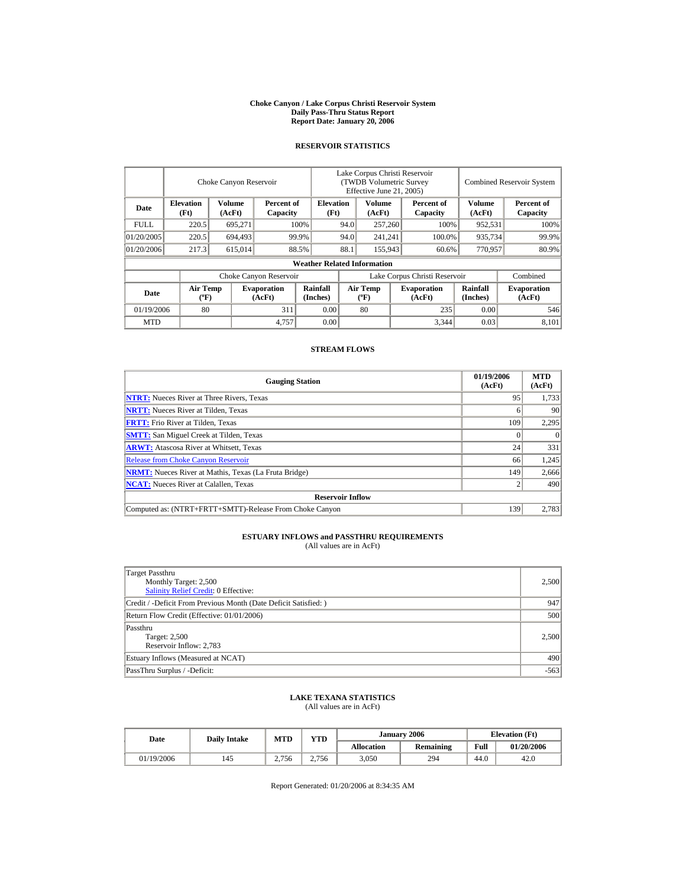**Choke Canyon / Lake Corpus Christi Reservoir System**
**Daily Pass-Thru Status Report**
**Report Date: January 20, 2006**

## RESERVOIR STATISTICS

| Date | Choke Canyon Reservoir | | | Lake Corpus Christi Reservoir (TWDB Volumetric Survey Effective June 21, 2005) | | | Combined Reservoir System | |
|---|---|---|---|---|---|---|---|---|
| | Elevation (Ft) | Volume (AcFt) | Percent of Capacity | Elevation (Ft) | Volume (AcFt) | Percent of Capacity | Volume (AcFt) | Percent of Capacity |
| FULL | 220.5 | 695,271 | 100% | 94.0 | 257,260 | 100% | 952,531 | 100% |
| 01/20/2005 | 220.5 | 694,493 | 99.9% | 94.0 | 241,241 | 100.0% | 935,734 | 99.9% |
| 01/20/2006 | 217.3 | 615,014 | 88.5% | 88.1 | 155,943 | 60.6% | 770,957 | 80.9% |

**Weather Related Information**

| Date | Choke Canyon Reservoir | | | Lake Corpus Christi Reservoir | | | Combined |
|---|---|---|---|---|---|---|---|
| | Air Temp (ºF) | Evaporation (AcFt) | Rainfall (Inches) | Air Temp (ºF) | Evaporation (AcFt) | Rainfall (Inches) | Evaporation (AcFt) |
| 01/19/2006 | 80 | 311 | 0.00 | 80 | 235 | 0.00 | 546 |
| MTD | | 4,757 | 0.00 | | 3,344 | 0.03 | 8,101 |

## STREAM FLOWS

| Gauging Station | 01/19/2006 (AcFt) | MTD (AcFt) |
|---|---|---|
| NTRT: Nueces River at Three Rivers, Texas | 95 | 1,733 |
| NRTT: Nueces River at Tilden, Texas | 6 | 90 |
| FRTT: Frio River at Tilden, Texas | 109 | 2,295 |
| SMTT: San Miguel Creek at Tilden, Texas | 0 | 0 |
| ARWT: Atascosa River at Whitsett, Texas | 24 | 331 |
| Release from Choke Canyon Reservoir | 66 | 1,245 |
| NRMT: Nueces River at Mathis, Texas (La Fruta Bridge) | 149 | 2,666 |
| NCAT: Nueces River at Calallen, Texas | 2 | 490 |
| **Reservoir Inflow** | | |
| Computed as: (NTRT+FRTT+SMTT)-Release From Choke Canyon | 139 | 2,783 |

## ESTUARY INFLOWS and PASSTHRU REQUIREMENTS
(All values are in AcFt)

| | |
|---|---|
| Target Passthru<br>Monthly Target: 2,500<br>Salinity Relief Credit: 0 Effective: | 2,500 |
| Credit / -Deficit From Previous Month (Date Deficit Satisfied: ) | 947 |
| Return Flow Credit (Effective: 01/01/2006) | 500 |
| Passthru<br>Target: 2,500<br>Reservoir Inflow: 2,783 | 2,500 |
| Estuary Inflows (Measured at NCAT) | 490 |
| PassThru Surplus / -Deficit: | -563 |

## LAKE TEXANA STATISTICS
(All values are in AcFt)

| Date | Daily Intake | MTD | YTD | January 2006 | | Elevation (Ft) | |
|---|---|---|---|---|---|---|---|
| | | | | Allocation | Remaining | Full | 01/20/2006 |
| 01/19/2006 | 145 | 2,756 | 2,756 | 3,050 | 294 | 44.0 | 42.0 |

Report Generated: 01/20/2006 at 8:34:35 AM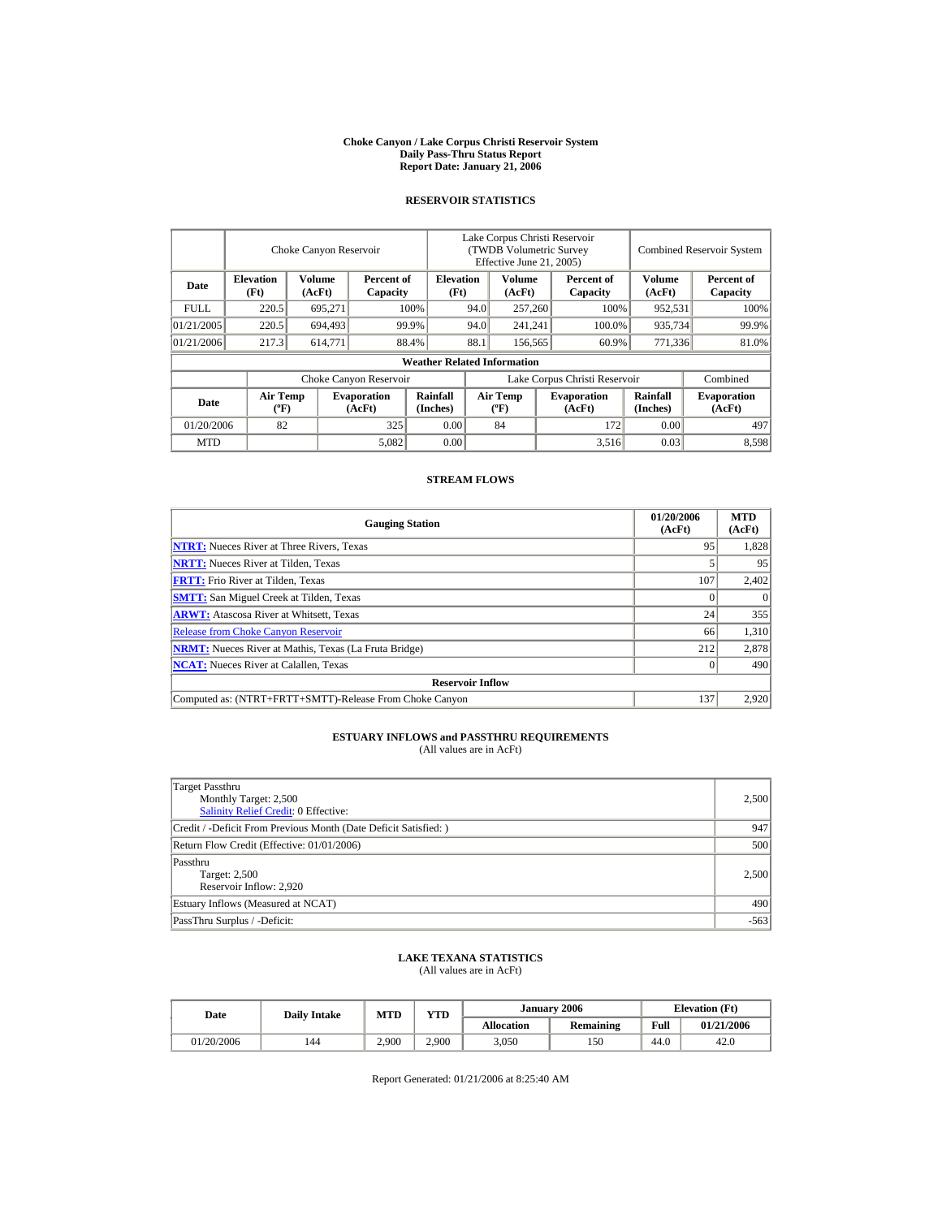# Choke Canyon / Lake Corpus Christi Reservoir System
## Daily Pass-Thru Status Report
### Report Date: January 21, 2006

## RESERVOIR STATISTICS

| Date | Choke Canyon Reservoir | | | Lake Corpus Christi Reservoir (TWDB Volumetric Survey Effective June 21, 2005) | | | Combined Reservoir System | |
|---|---|---|---|---|---|---|---|---|
| | Elevation (Ft) | Volume (AcFt) | Percent of Capacity | Elevation (Ft) | Volume (AcFt) | Percent of Capacity | Volume (AcFt) | Percent of Capacity |
| FULL | 220.5 | 695,271 | 100% | 94.0 | 257,260 | 100% | 952,531 | 100% |
| 01/21/2005 | 220.5 | 694,493 | 99.9% | 94.0 | 241,241 | 100.0% | 935,734 | 99.9% |
| 01/21/2006 | 217.3 | 614,771 | 88.4% | 88.1 | 156,565 | 60.9% | 771,336 | 81.0% |

**Weather Related Information**

| Date | Choke Canyon Reservoir | | | Lake Corpus Christi Reservoir | | | Combined |
|---|---|---|---|---|---|---|---|
| | Air Temp (ºF) | Evaporation (AcFt) | Rainfall (Inches) | Air Temp (ºF) | Evaporation (AcFt) | Rainfall (Inches) | Evaporation (AcFt) |
| 01/20/2006 | 82 | 325 | 0.00 | 84 | 172 | 0.00 | 497 |
| MTD | | 5,082 | 0.00 | | 3,516 | 0.03 | 8,598 |

## STREAM FLOWS

| Gauging Station | 01/20/2006 (AcFt) | MTD (AcFt) |
|---|---|---|
| **NTRT:** Nueces River at Three Rivers, Texas | 95 | 1,828 |
| **NRTT:** Nueces River at Tilden, Texas | 5 | 95 |
| **FRTT:** Frio River at Tilden, Texas | 107 | 2,402 |
| **SMTT:** San Miguel Creek at Tilden, Texas | 0 | 0 |
| **ARWT:** Atascosa River at Whitsett, Texas | 24 | 355 |
| Release from Choke Canyon Reservoir | 66 | 1,310 |
| **NRMT:** Nueces River at Mathis, Texas (La Fruta Bridge) | 212 | 2,878 |
| **NCAT:** Nueces River at Calallen, Texas | 0 | 490 |
| **Reservoir Inflow** | | |
| Computed as: (NTRT+FRTT+SMTT)-Release From Choke Canyon | 137 | 2,920 |

## ESTUARY INFLOWS and PASSTHRU REQUIREMENTS
(All values are in AcFt)

| | |
|---|---|
| Target Passthru<br>Monthly Target: 2,500<br>Salinity Relief Credit: 0 Effective: | 2,500 |
| Credit / -Deficit From Previous Month (Date Deficit Satisfied: ) | 947 |
| Return Flow Credit (Effective: 01/01/2006) | 500 |
| Passthru<br>Target: 2,500<br>Reservoir Inflow: 2,920 | 2,500 |
| Estuary Inflows (Measured at NCAT) | 490 |
| PassThru Surplus / -Deficit: | -563 |

## LAKE TEXANA STATISTICS
(All values are in AcFt)

| Date | Daily Intake | MTD | YTD | January 2006 | | Elevation (Ft) | |
|---|---|---|---|---|---|---|---|
| | | | | Allocation | Remaining | Full | 01/21/2006 |
| 01/20/2006 | 144 | 2,900 | 2,900 | 3,050 | 150 | 44.0 | 42.0 |

Report Generated: 01/21/2006 at 8:25:40 AM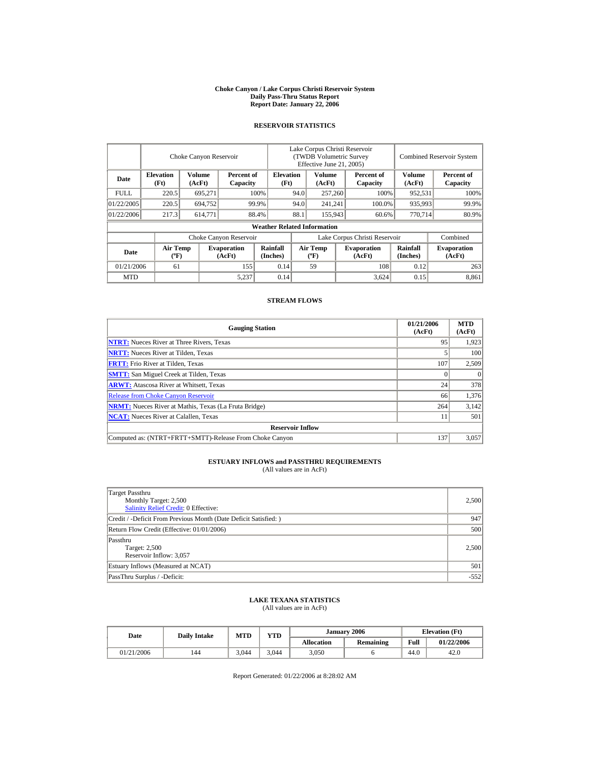# Choke Canyon / Lake Corpus Christi Reservoir System
## Daily Pass-Thru Status Report
## Report Date: January 22, 2006

### RESERVOIR STATISTICS

| Date | Choke Canyon Reservoir | | | Lake Corpus Christi Reservoir (TWDB Volumetric Survey Effective June 21, 2005) | | | Combined Reservoir System | |
|---|---|---|---|---|---|---|---|---|
| | Elevation (Ft) | Volume (AcFt) | Percent of Capacity | Elevation (Ft) | Volume (AcFt) | Percent of Capacity | Volume (AcFt) | Percent of Capacity |
| FULL | 220.5 | 695,271 | 100% | 94.0 | 257,260 | 100% | 952,531 | 100% |
| 01/22/2005 | 220.5 | 694,752 | 99.9% | 94.0 | 241,241 | 100.0% | 935,993 | 99.9% |
| 01/22/2006 | 217.3 | 614,771 | 88.4% | 88.1 | 155,943 | 60.6% | 770,714 | 80.9% |

**Weather Related Information**

| Date | Choke Canyon Reservoir | | | Lake Corpus Christi Reservoir | | | Combined |
|---|---|---|---|---|---|---|---|
| | Air Temp (ºF) | Evaporation (AcFt) | Rainfall (Inches) | Air Temp (ºF) | Evaporation (AcFt) | Rainfall (Inches) | Evaporation (AcFt) |
| 01/21/2006 | 61 | 155 | 0.14 | 59 | 108 | 0.12 | 263 |
| MTD | | 5,237 | 0.14 | | 3,624 | 0.15 | 8,861 |

### STREAM FLOWS

| Gauging Station | 01/21/2006 (AcFt) | MTD (AcFt) |
|---|---|---|
| NTRT: Nueces River at Three Rivers, Texas | 95 | 1,923 |
| NRTT: Nueces River at Tilden, Texas | 5 | 100 |
| FRTT: Frio River at Tilden, Texas | 107 | 2,509 |
| SMTT: San Miguel Creek at Tilden, Texas | 0 | 0 |
| ARWT: Atascosa River at Whitsett, Texas | 24 | 378 |
| Release from Choke Canyon Reservoir | 66 | 1,376 |
| NRMT: Nueces River at Mathis, Texas (La Fruta Bridge) | 264 | 3,142 |
| NCAT: Nueces River at Calallen, Texas | 11 | 501 |
| **Reservoir Inflow** | | |
| Computed as: (NTRT+FRTT+SMTT)-Release From Choke Canyon | 137 | 3,057 |

### ESTUARY INFLOWS and PASSTHRU REQUIREMENTS
(All values are in AcFt)

| | |
|---|---|
| Target Passthru<br>Monthly Target: 2,500<br>Salinity Relief Credit: 0 Effective: | 2,500 |
| Credit / -Deficit From Previous Month (Date Deficit Satisfied: ) | 947 |
| Return Flow Credit (Effective: 01/01/2006) | 500 |
| Passthru<br>Target: 2,500<br>Reservoir Inflow: 3,057 | 2,500 |
| Estuary Inflows (Measured at NCAT) | 501 |
| PassThru Surplus / -Deficit: | -552 |

### LAKE TEXANA STATISTICS
(All values are in AcFt)

| Date | Daily Intake | MTD | YTD | January 2006 | | Elevation (Ft) | |
|---|---|---|---|---|---|---|---|
| | | | | Allocation | Remaining | Full | 01/22/2006 |
| 01/21/2006 | 144 | 3,044 | 3,044 | 3,050 | 6 | 44.0 | 42.0 |

Report Generated: 01/22/2006 at 8:28:02 AM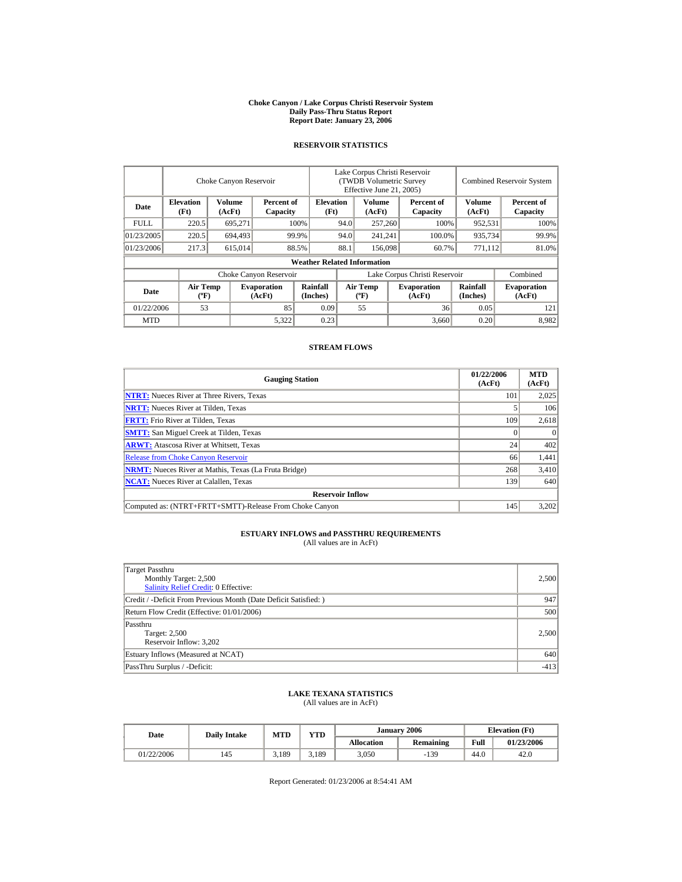# Choke Canyon / Lake Corpus Christi Reservoir System
## Daily Pass-Thru Status Report
## Report Date: January 23, 2006

### RESERVOIR STATISTICS

| Date | Choke Canyon Reservoir | | | Lake Corpus Christi Reservoir (TWDB Volumetric Survey Effective June 21, 2005) | | | Combined Reservoir System | |
|---|---|---|---|---|---|---|---|---|
| | Elevation (Ft) | Volume (AcFt) | Percent of Capacity | Elevation (Ft) | Volume (AcFt) | Percent of Capacity | Volume (AcFt) | Percent of Capacity |
| FULL | 220.5 | 695,271 | 100% | 94.0 | 257,260 | 100% | 952,531 | 100% |
| 01/23/2005 | 220.5 | 694,493 | 99.9% | 94.0 | 241,241 | 100.0% | 935,734 | 99.9% |
| 01/23/2006 | 217.3 | 615,014 | 88.5% | 88.1 | 156,098 | 60.7% | 771,112 | 81.0% |

**Weather Related Information**

| Date | Choke Canyon Reservoir | | | Lake Corpus Christi Reservoir | | | Combined |
|---|---|---|---|---|---|---|---|
| | Air Temp (ºF) | Evaporation (AcFt) | Rainfall (Inches) | Air Temp (ºF) | Evaporation (AcFt) | Rainfall (Inches) | Evaporation (AcFt) |
| 01/22/2006 | 53 | 85 | 0.09 | 55 | 36 | 0.05 | 121 |
| MTD | | 5,322 | 0.23 | | 3,660 | 0.20 | 8,982 |

### STREAM FLOWS

| Gauging Station | 01/22/2006 (AcFt) | MTD (AcFt) |
|---|---|---|
| NTRT: Nueces River at Three Rivers, Texas | 101 | 2,025 |
| NRTT: Nueces River at Tilden, Texas | 5 | 106 |
| FRTT: Frio River at Tilden, Texas | 109 | 2,618 |
| SMTT: San Miguel Creek at Tilden, Texas | 0 | 0 |
| ARWT: Atascosa River at Whitsett, Texas | 24 | 402 |
| Release from Choke Canyon Reservoir | 66 | 1,441 |
| NRMT: Nueces River at Mathis, Texas (La Fruta Bridge) | 268 | 3,410 |
| NCAT: Nueces River at Calallen, Texas | 139 | 640 |
| **Reservoir Inflow** | | |
| Computed as: (NTRT+FRTT+SMTT)-Release From Choke Canyon | 145 | 3,202 |

### ESTUARY INFLOWS and PASSTHRU REQUIREMENTS
(All values are in AcFt)

| | |
|---|---|
| Target Passthru<br>Monthly Target: 2,500<br>Salinity Relief Credit: 0 Effective: | 2,500 |
| Credit / -Deficit From Previous Month (Date Deficit Satisfied: ) | 947 |
| Return Flow Credit (Effective: 01/01/2006) | 500 |
| Passthru<br>Target: 2,500<br>Reservoir Inflow: 3,202 | 2,500 |
| Estuary Inflows (Measured at NCAT) | 640 |
| PassThru Surplus / -Deficit: | -413 |

### LAKE TEXANA STATISTICS
(All values are in AcFt)

| Date | Daily Intake | MTD | YTD | January 2006 | | Elevation (Ft) | |
|---|---|---|---|---|---|---|---|
| | | | | Allocation | Remaining | Full | 01/23/2006 |
| 01/22/2006 | 145 | 3,189 | 3,189 | 3,050 | -139 | 44.0 | 42.0 |

Report Generated: 01/23/2006 at 8:54:41 AM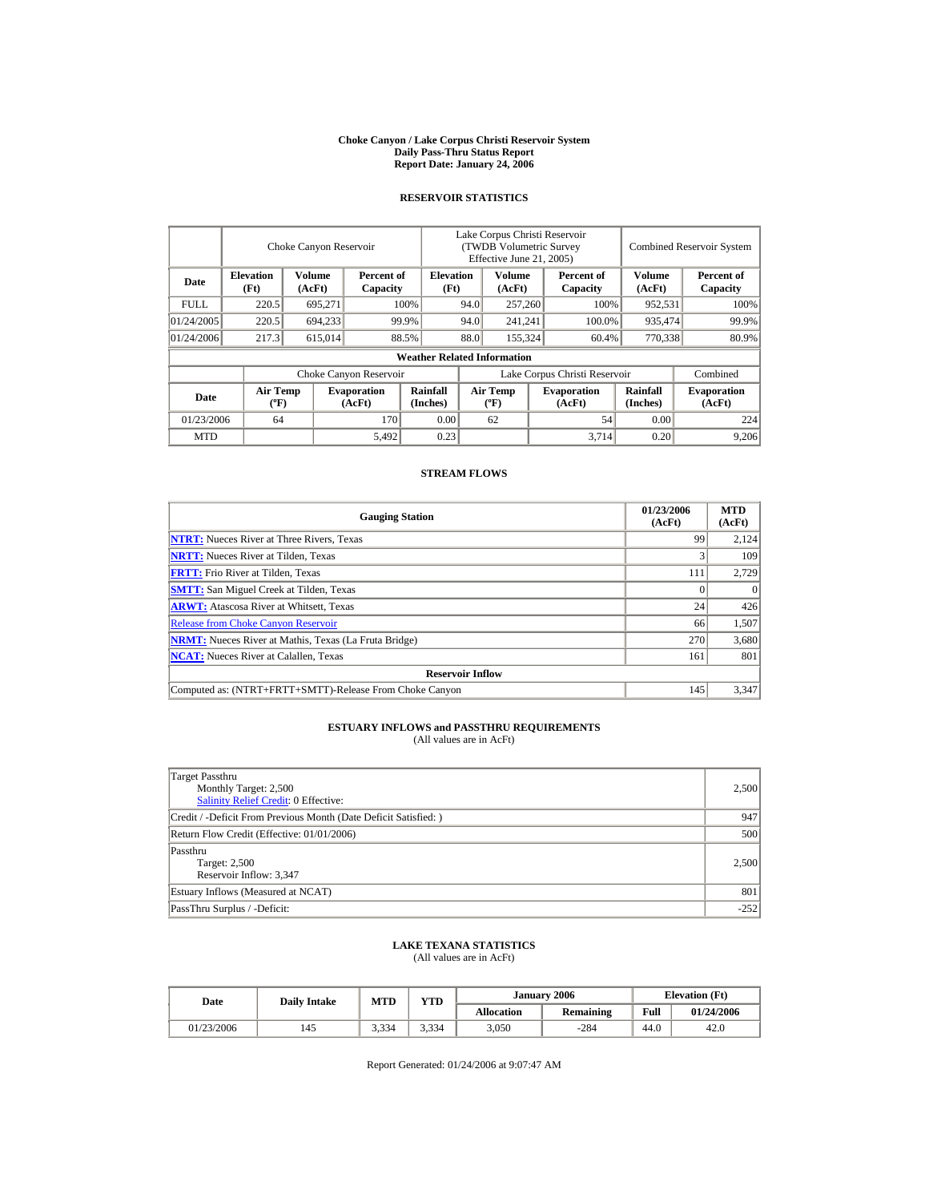# Choke Canyon / Lake Corpus Christi Reservoir System
## Daily Pass-Thru Status Report
## Report Date: January 24, 2006

### RESERVOIR STATISTICS

| Date | Choke Canyon Reservoir | | | Lake Corpus Christi Reservoir (TWDB Volumetric Survey Effective June 21, 2005) | | | Combined Reservoir System | |
|---|---|---|---|---|---|---|---|---|
| | Elevation (Ft) | Volume (AcFt) | Percent of Capacity | Elevation (Ft) | Volume (AcFt) | Percent of Capacity | Volume (AcFt) | Percent of Capacity |
| FULL | 220.5 | 695,271 | 100% | 94.0 | 257,260 | 100% | 952,531 | 100% |
| 01/24/2005 | 220.5 | 694,233 | 99.9% | 94.0 | 241,241 | 100.0% | 935,474 | 99.9% |
| 01/24/2006 | 217.3 | 615,014 | 88.5% | 88.0 | 155,324 | 60.4% | 770,338 | 80.9% |

**Weather Related Information**

| Date | Choke Canyon Reservoir | | | Lake Corpus Christi Reservoir | | | Combined |
|---|---|---|---|---|---|---|---|
| | Air Temp (ºF) | Evaporation (AcFt) | Rainfall (Inches) | Air Temp (ºF) | Evaporation (AcFt) | Rainfall (Inches) | Evaporation (AcFt) |
| 01/23/2006 | 64 | 170 | 0.00 | 62 | 54 | 0.00 | 224 |
| MTD | | 5,492 | 0.23 | | 3,714 | 0.20 | 9,206 |

### STREAM FLOWS

| Gauging Station | 01/23/2006 (AcFt) | MTD (AcFt) |
|---|---|---|
| NTRT: Nueces River at Three Rivers, Texas | 99 | 2,124 |
| NRTT: Nueces River at Tilden, Texas | 3 | 109 |
| FRTT: Frio River at Tilden, Texas | 111 | 2,729 |
| SMTT: San Miguel Creek at Tilden, Texas | 0 | 0 |
| ARWT: Atascosa River at Whitsett, Texas | 24 | 426 |
| Release from Choke Canyon Reservoir | 66 | 1,507 |
| NRMT: Nueces River at Mathis, Texas (La Fruta Bridge) | 270 | 3,680 |
| NCAT: Nueces River at Calallen, Texas | 161 | 801 |
| **Reservoir Inflow** | | |
| Computed as: (NTRT+FRTT+SMTT)-Release From Choke Canyon | 145 | 3,347 |

### ESTUARY INFLOWS and PASSTHRU REQUIREMENTS
(All values are in AcFt)

| | |
|---|---|
| Target Passthru<br>Monthly Target: 2,500<br>Salinity Relief Credit: 0 Effective: | 2,500 |
| Credit / -Deficit From Previous Month (Date Deficit Satisfied: ) | 947 |
| Return Flow Credit (Effective: 01/01/2006) | 500 |
| Passthru<br>Target: 2,500<br>Reservoir Inflow: 3,347 | 2,500 |
| Estuary Inflows (Measured at NCAT) | 801 |
| PassThru Surplus / -Deficit: | -252 |

### LAKE TEXANA STATISTICS
(All values are in AcFt)

| Date | Daily Intake | MTD | YTD | January 2006 | | Elevation (Ft) | |
|---|---|---|---|---|---|---|---|
| | | | | Allocation | Remaining | Full | 01/24/2006 |
| 01/23/2006 | 145 | 3,334 | 3,334 | 3,050 | -284 | 44.0 | 42.0 |

Report Generated: 01/24/2006 at 9:07:47 AM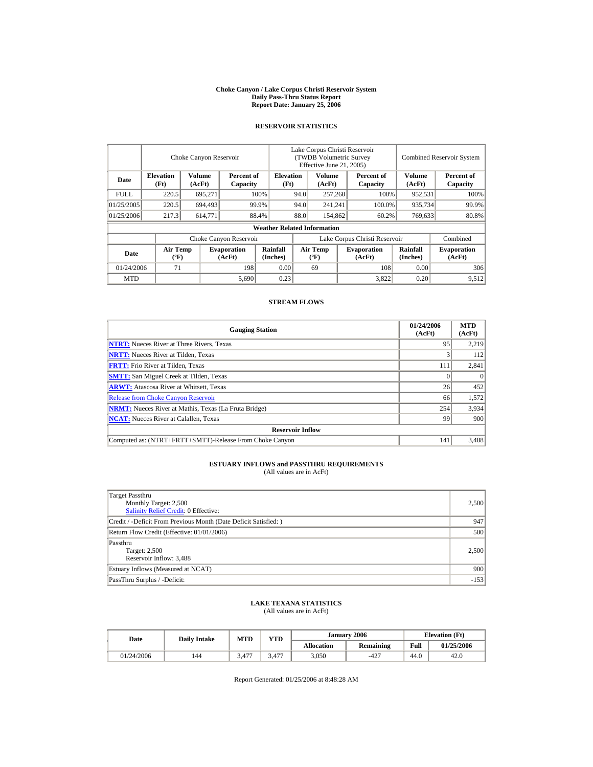# Choke Canyon / Lake Corpus Christi Reservoir System
## Daily Pass-Thru Status Report
### Report Date: January 25, 2006

## RESERVOIR STATISTICS

| Date | Choke Canyon Reservoir | | | Lake Corpus Christi Reservoir (TWDB Volumetric Survey Effective June 21, 2005) | | | Combined Reservoir System | |
|---|---|---|---|---|---|---|---|---|
| | Elevation (Ft) | Volume (AcFt) | Percent of Capacity | Elevation (Ft) | Volume (AcFt) | Percent of Capacity | Volume (AcFt) | Percent of Capacity |
| FULL | 220.5 | 695,271 | 100% | 94.0 | 257,260 | 100% | 952,531 | 100% |
| 01/25/2005 | 220.5 | 694,493 | 99.9% | 94.0 | 241,241 | 100.0% | 935,734 | 99.9% |
| 01/25/2006 | 217.3 | 614,771 | 88.4% | 88.0 | 154,862 | 60.2% | 769,633 | 80.8% |

**Weather Related Information**

| Date | Choke Canyon Reservoir | | | Lake Corpus Christi Reservoir | | | Combined |
|---|---|---|---|---|---|---|---|
| | Air Temp (ºF) | Evaporation (AcFt) | Rainfall (Inches) | Air Temp (ºF) | Evaporation (AcFt) | Rainfall (Inches) | Evaporation (AcFt) |
| 01/24/2006 | 71 | 198 | 0.00 | 69 | 108 | 0.00 | 306 |
| MTD | | 5,690 | 0.23 | | 3,822 | 0.20 | 9,512 |

## STREAM FLOWS

| Gauging Station | 01/24/2006 (AcFt) | MTD (AcFt) |
|---|---|---|
| NTRT: Nueces River at Three Rivers, Texas | 95 | 2,219 |
| NRTT: Nueces River at Tilden, Texas | 3 | 112 |
| FRTT: Frio River at Tilden, Texas | 111 | 2,841 |
| SMTT: San Miguel Creek at Tilden, Texas | 0 | 0 |
| ARWT: Atascosa River at Whitsett, Texas | 26 | 452 |
| Release from Choke Canyon Reservoir | 66 | 1,572 |
| NRMT: Nueces River at Mathis, Texas (La Fruta Bridge) | 254 | 3,934 |
| NCAT: Nueces River at Calallen, Texas | 99 | 900 |
| **Reservoir Inflow** | | |
| Computed as: (NTRT+FRTT+SMTT)-Release From Choke Canyon | 141 | 3,488 |

## ESTUARY INFLOWS and PASSTHRU REQUIREMENTS
(All values are in AcFt)

| | |
|---|---|
| Target Passthru<br>Monthly Target: 2,500<br>Salinity Relief Credit: 0 Effective: | 2,500 |
| Credit / -Deficit From Previous Month (Date Deficit Satisfied: ) | 947 |
| Return Flow Credit (Effective: 01/01/2006) | 500 |
| Passthru<br>Target: 2,500<br>Reservoir Inflow: 3,488 | 2,500 |
| Estuary Inflows (Measured at NCAT) | 900 |
| PassThru Surplus / -Deficit: | -153 |

## LAKE TEXANA STATISTICS
(All values are in AcFt)

| Date | Daily Intake | MTD | YTD | January 2006 | | Elevation (Ft) | |
|---|---|---|---|---|---|---|---|
| | | | | Allocation | Remaining | Full | 01/25/2006 |
| 01/24/2006 | 144 | 3,477 | 3,477 | 3,050 | -427 | 44.0 | 42.0 |

Report Generated: 01/25/2006 at 8:48:28 AM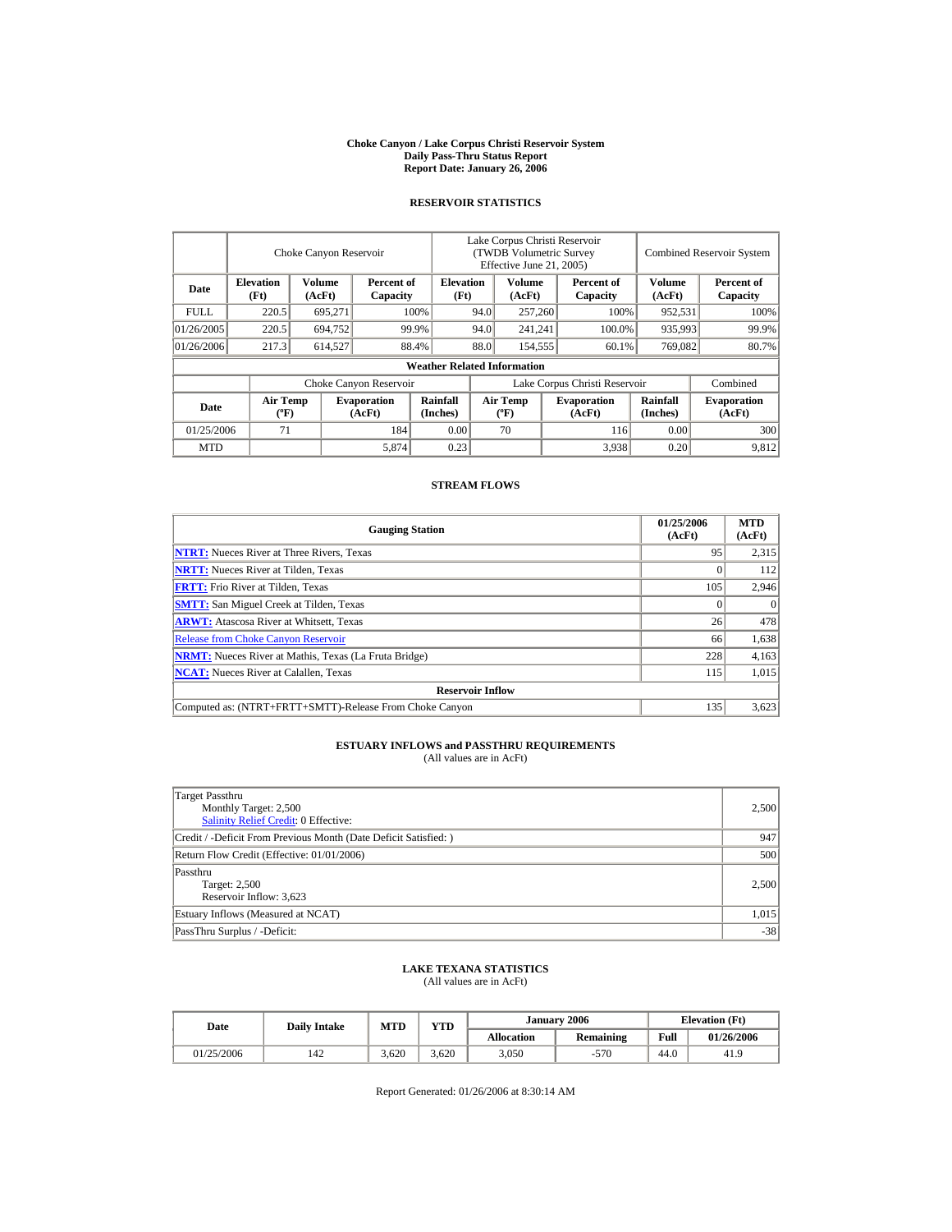# Choke Canyon / Lake Corpus Christi Reservoir System
## Daily Pass-Thru Status Report
## Report Date: January 26, 2006

### RESERVOIR STATISTICS

| Date | Choke Canyon Reservoir | | | Lake Corpus Christi Reservoir (TWDB Volumetric Survey Effective June 21, 2005) | | | Combined Reservoir System | |
|---|---|---|---|---|---|---|---|---|
| | Elevation (Ft) | Volume (AcFt) | Percent of Capacity | Elevation (Ft) | Volume (AcFt) | Percent of Capacity | Volume (AcFt) | Percent of Capacity |
| FULL | 220.5 | 695,271 | 100% | 94.0 | 257,260 | 100% | 952,531 | 100% |
| 01/26/2005 | 220.5 | 694,752 | 99.9% | 94.0 | 241,241 | 100.0% | 935,993 | 99.9% |
| 01/26/2006 | 217.3 | 614,527 | 88.4% | 88.0 | 154,555 | 60.1% | 769,082 | 80.7% |

**Weather Related Information**

| Date | Choke Canyon Reservoir | | | Lake Corpus Christi Reservoir | | | Combined |
|---|---|---|---|---|---|---|---|
| | Air Temp (ºF) | Evaporation (AcFt) | Rainfall (Inches) | Air Temp (ºF) | Evaporation (AcFt) | Rainfall (Inches) | Evaporation (AcFt) |
| 01/25/2006 | 71 | 184 | 0.00 | 70 | 116 | 0.00 | 300 |
| MTD | | 5,874 | 0.23 | | 3,938 | 0.20 | 9,812 |

### STREAM FLOWS

| Gauging Station | 01/25/2006 (AcFt) | MTD (AcFt) |
|---|---|---|
| NTRT: Nueces River at Three Rivers, Texas | 95 | 2,315 |
| NRTT: Nueces River at Tilden, Texas | 0 | 112 |
| FRTT: Frio River at Tilden, Texas | 105 | 2,946 |
| SMTT: San Miguel Creek at Tilden, Texas | 0 | 0 |
| ARWT: Atascosa River at Whitsett, Texas | 26 | 478 |
| Release from Choke Canyon Reservoir | 66 | 1,638 |
| NRMT: Nueces River at Mathis, Texas (La Fruta Bridge) | 228 | 4,163 |
| NCAT: Nueces River at Calallen, Texas | 115 | 1,015 |
| **Reservoir Inflow** | | |
| Computed as: (NTRT+FRTT+SMTT)-Release From Choke Canyon | 135 | 3,623 |

### ESTUARY INFLOWS and PASSTHRU REQUIREMENTS
(All values are in AcFt)

| | |
|---|---|
| Target Passthru<br>Monthly Target: 2,500<br>Salinity Relief Credit: 0 Effective: | 2,500 |
| Credit / -Deficit From Previous Month (Date Deficit Satisfied: ) | 947 |
| Return Flow Credit (Effective: 01/01/2006) | 500 |
| Passthru<br>Target: 2,500<br>Reservoir Inflow: 3,623 | 2,500 |
| Estuary Inflows (Measured at NCAT) | 1,015 |
| PassThru Surplus / -Deficit: | -38 |

### LAKE TEXANA STATISTICS
(All values are in AcFt)

| Date | Daily Intake | MTD | YTD | January 2006 | | Elevation (Ft) | |
|---|---|---|---|---|---|---|---|
| | | | | Allocation | Remaining | Full | 01/26/2006 |
| 01/25/2006 | 142 | 3,620 | 3,620 | 3,050 | -570 | 44.0 | 41.9 |

Report Generated: 01/26/2006 at 8:30:14 AM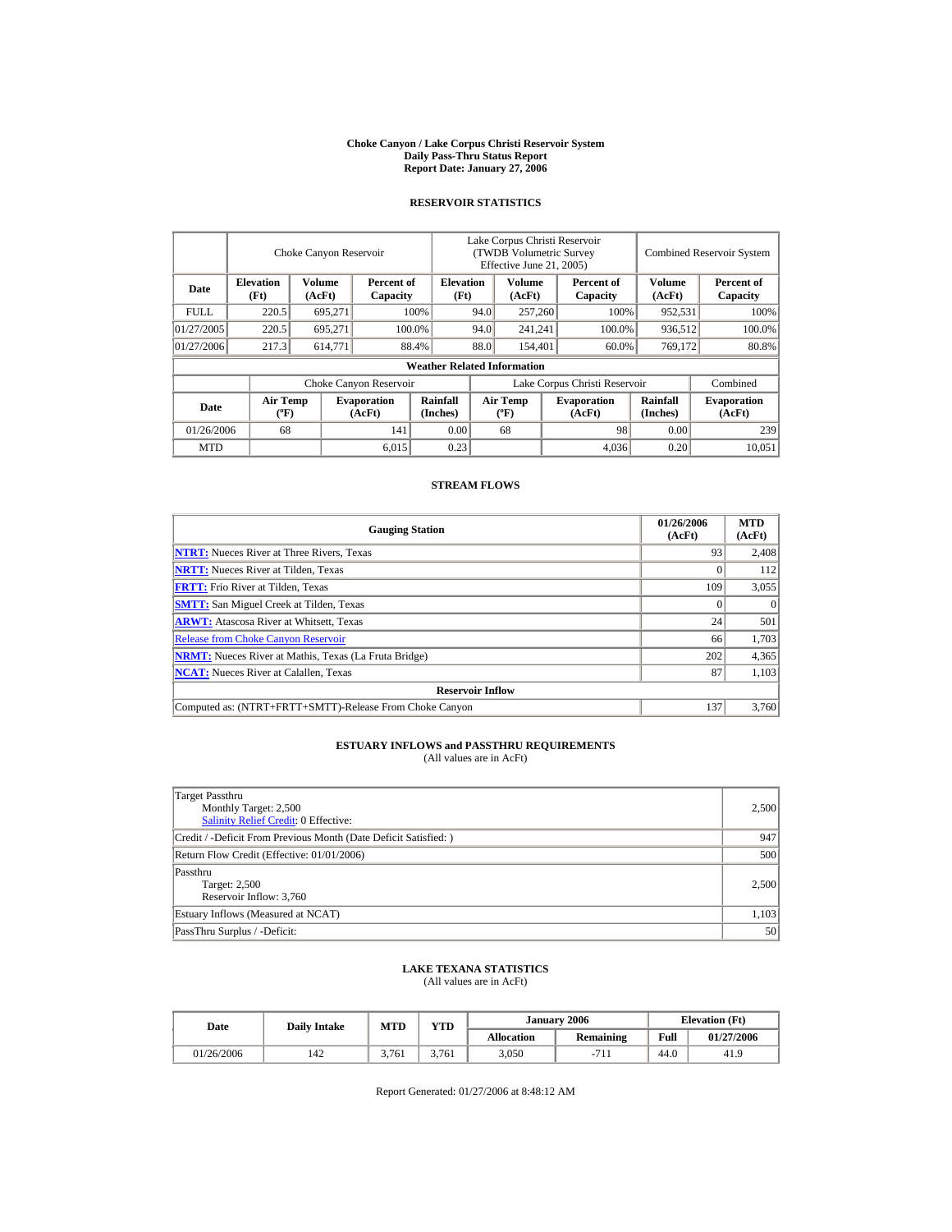# Choke Canyon / Lake Corpus Christi Reservoir System
## Daily Pass-Thru Status Report
### Report Date: January 27, 2006

## RESERVOIR STATISTICS

| Date | Choke Canyon Reservoir | | | Lake Corpus Christi Reservoir (TWDB Volumetric Survey Effective June 21, 2005) | | | Combined Reservoir System | |
|---|---|---|---|---|---|---|---|---|
| | Elevation (Ft) | Volume (AcFt) | Percent of Capacity | Elevation (Ft) | Volume (AcFt) | Percent of Capacity | Volume (AcFt) | Percent of Capacity |
| FULL | 220.5 | 695,271 | 100% | 94.0 | 257,260 | 100% | 952,531 | 100% |
| 01/27/2005 | 220.5 | 695,271 | 100.0% | 94.0 | 241,241 | 100.0% | 936,512 | 100.0% |
| 01/27/2006 | 217.3 | 614,771 | 88.4% | 88.0 | 154,401 | 60.0% | 769,172 | 80.8% |

**Weather Related Information**

| Date | Choke Canyon Reservoir | | | Lake Corpus Christi Reservoir | | | Combined |
|---|---|---|---|---|---|---|---|
| | Air Temp (ºF) | Evaporation (AcFt) | Rainfall (Inches) | Air Temp (ºF) | Evaporation (AcFt) | Rainfall (Inches) | Evaporation (AcFt) |
| 01/26/2006 | 68 | 141 | 0.00 | 68 | 98 | 0.00 | 239 |
| MTD | | 6,015 | 0.23 | | 4,036 | 0.20 | 10,051 |

## STREAM FLOWS

| Gauging Station | 01/26/2006 (AcFt) | MTD (AcFt) |
|---|---|---|
| NTRT: Nueces River at Three Rivers, Texas | 93 | 2,408 |
| NRTT: Nueces River at Tilden, Texas | 0 | 112 |
| FRTT: Frio River at Tilden, Texas | 109 | 3,055 |
| SMTT: San Miguel Creek at Tilden, Texas | 0 | 0 |
| ARWT: Atascosa River at Whitsett, Texas | 24 | 501 |
| Release from Choke Canyon Reservoir | 66 | 1,703 |
| NRMT: Nueces River at Mathis, Texas (La Fruta Bridge) | 202 | 4,365 |
| NCAT: Nueces River at Calallen, Texas | 87 | 1,103 |
| **Reservoir Inflow** | | |
| Computed as: (NTRT+FRTT+SMTT)-Release From Choke Canyon | 137 | 3,760 |

## ESTUARY INFLOWS and PASSTHRU REQUIREMENTS
(All values are in AcFt)

| | |
|---|---|
| Target Passthru<br>Monthly Target: 2,500<br>Salinity Relief Credit: 0 Effective: | 2,500 |
| Credit / -Deficit From Previous Month (Date Deficit Satisfied: ) | 947 |
| Return Flow Credit (Effective: 01/01/2006) | 500 |
| Passthru<br>Target: 2,500<br>Reservoir Inflow: 3,760 | 2,500 |
| Estuary Inflows (Measured at NCAT) | 1,103 |
| PassThru Surplus / -Deficit: | 50 |

## LAKE TEXANA STATISTICS
(All values are in AcFt)

| Date | Daily Intake | MTD | YTD | January 2006 | | Elevation (Ft) | |
|---|---|---|---|---|---|---|---|
| | | | | Allocation | Remaining | Full | 01/27/2006 |
| 01/26/2006 | 142 | 3,761 | 3,761 | 3,050 | -711 | 44.0 | 41.9 |

Report Generated: 01/27/2006 at 8:48:12 AM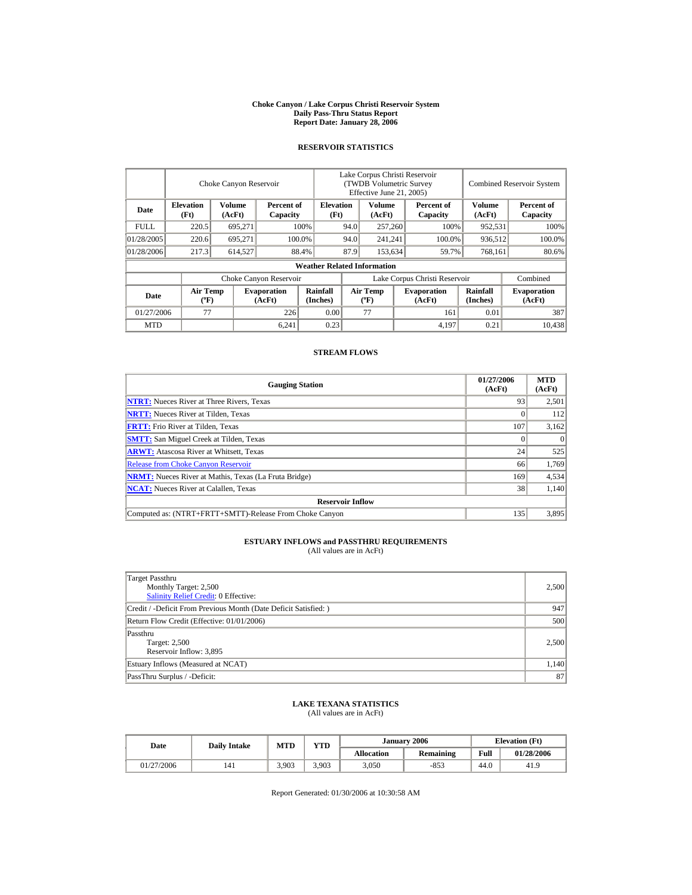# Choke Canyon / Lake Corpus Christi Reservoir System
## Daily Pass-Thru Status Report
## Report Date: January 28, 2006

### RESERVOIR STATISTICS

| | Choke Canyon Reservoir | | | Lake Corpus Christi Reservoir (TWDB Volumetric Survey Effective June 21, 2005) | | | Combined Reservoir System | |
|---|---|---|---|---|---|---|---|---|
| Date | Elevation (Ft) | Volume (AcFt) | Percent of Capacity | Elevation (Ft) | Volume (AcFt) | Percent of Capacity | Volume (AcFt) | Percent of Capacity |
| FULL | 220.5 | 695,271 | 100% | 94.0 | 257,260 | 100% | 952,531 | 100% |
| 01/28/2005 | 220.6 | 695,271 | 100.0% | 94.0 | 241,241 | 100.0% | 936,512 | 100.0% |
| 01/28/2006 | 217.3 | 614,527 | 88.4% | 87.9 | 153,634 | 59.7% | 768,161 | 80.6% |

**Weather Related Information**

| | Choke Canyon Reservoir | | | Lake Corpus Christi Reservoir | | | Combined |
|---|---|---|---|---|---|---|---|
| Date | Air Temp (ºF) | Evaporation (AcFt) | Rainfall (Inches) | Air Temp (ºF) | Evaporation (AcFt) | Rainfall (Inches) | Evaporation (AcFt) |
| 01/27/2006 | 77 | 226 | 0.00 | 77 | 161 | 0.01 | 387 |
| MTD | | 6,241 | 0.23 | | 4,197 | 0.21 | 10,438 |

### STREAM FLOWS

| Gauging Station | 01/27/2006 (AcFt) | MTD (AcFt) |
|---|---|---|
| NTRT: Nueces River at Three Rivers, Texas | 93 | 2,501 |
| NRTT: Nueces River at Tilden, Texas | 0 | 112 |
| FRTT: Frio River at Tilden, Texas | 107 | 3,162 |
| SMTT: San Miguel Creek at Tilden, Texas | 0 | 0 |
| ARWT: Atascosa River at Whitsett, Texas | 24 | 525 |
| Release from Choke Canyon Reservoir | 66 | 1,769 |
| NRMT: Nueces River at Mathis, Texas (La Fruta Bridge) | 169 | 4,534 |
| NCAT: Nueces River at Calallen, Texas | 38 | 1,140 |
| **Reservoir Inflow** | | |
| Computed as: (NTRT+FRTT+SMTT)-Release From Choke Canyon | 135 | 3,895 |

### ESTUARY INFLOWS and PASSTHRU REQUIREMENTS
(All values are in AcFt)

| | |
|---|---|
| Target Passthru<br>Monthly Target: 2,500<br>Salinity Relief Credit: 0 Effective: | 2,500 |
| Credit / -Deficit From Previous Month (Date Deficit Satisfied: ) | 947 |
| Return Flow Credit (Effective: 01/01/2006) | 500 |
| Passthru<br>Target: 2,500<br>Reservoir Inflow: 3,895 | 2,500 |
| Estuary Inflows (Measured at NCAT) | 1,140 |
| PassThru Surplus / -Deficit: | 87 |

### LAKE TEXANA STATISTICS
(All values are in AcFt)

| Date | Daily Intake | MTD | YTD | January 2006 | | Elevation (Ft) | |
|---|---|---|---|---|---|---|---|
| | | | | Allocation | Remaining | Full | 01/28/2006 |
| 01/27/2006 | 141 | 3,903 | 3,903 | 3,050 | -853 | 44.0 | 41.9 |

Report Generated: 01/30/2006 at 10:30:58 AM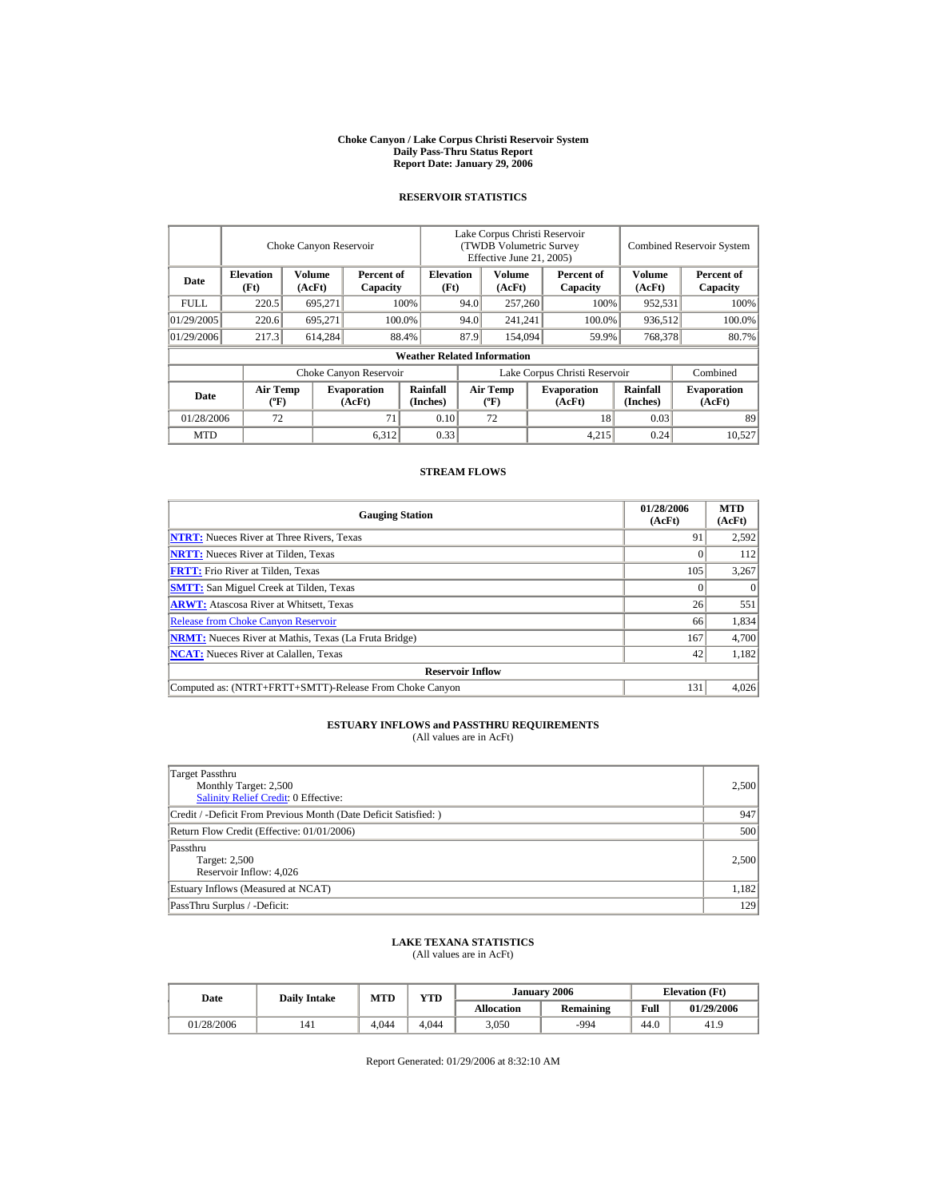# Choke Canyon / Lake Corpus Christi Reservoir System
## Daily Pass-Thru Status Report
## Report Date: January 29, 2006

### RESERVOIR STATISTICS

| Date | Choke Canyon Reservoir | | | Lake Corpus Christi Reservoir (TWDB Volumetric Survey Effective June 21, 2005) | | | Combined Reservoir System | |
|---|---|---|---|---|---|---|---|---|
| | Elevation (Ft) | Volume (AcFt) | Percent of Capacity | Elevation (Ft) | Volume (AcFt) | Percent of Capacity | Volume (AcFt) | Percent of Capacity |
| FULL | 220.5 | 695,271 | 100% | 94.0 | 257,260 | 100% | 952,531 | 100% |
| 01/29/2005 | 220.6 | 695,271 | 100.0% | 94.0 | 241,241 | 100.0% | 936,512 | 100.0% |
| 01/29/2006 | 217.3 | 614,284 | 88.4% | 87.9 | 154,094 | 59.9% | 768,378 | 80.7% |

**Weather Related Information**

| Date | Choke Canyon Reservoir | | | Lake Corpus Christi Reservoir | | | Combined |
|---|---|---|---|---|---|---|---|
| | Air Temp (ºF) | Evaporation (AcFt) | Rainfall (Inches) | Air Temp (ºF) | Evaporation (AcFt) | Rainfall (Inches) | Evaporation (AcFt) |
| 01/28/2006 | 72 | 71 | 0.10 | 72 | 18 | 0.03 | 89 |
| MTD | | 6,312 | 0.33 | | 4,215 | 0.24 | 10,527 |

### STREAM FLOWS

| Gauging Station | 01/28/2006 (AcFt) | MTD (AcFt) |
|---|---|---|
| NTRT: Nueces River at Three Rivers, Texas | 91 | 2,592 |
| NRTT: Nueces River at Tilden, Texas | 0 | 112 |
| FRTT: Frio River at Tilden, Texas | 105 | 3,267 |
| SMTT: San Miguel Creek at Tilden, Texas | 0 | 0 |
| ARWT: Atascosa River at Whitsett, Texas | 26 | 551 |
| Release from Choke Canyon Reservoir | 66 | 1,834 |
| NRMT: Nueces River at Mathis, Texas (La Fruta Bridge) | 167 | 4,700 |
| NCAT: Nueces River at Calallen, Texas | 42 | 1,182 |
| **Reservoir Inflow** | | |
| Computed as: (NTRT+FRTT+SMTT)-Release From Choke Canyon | 131 | 4,026 |

### ESTUARY INFLOWS and PASSTHRU REQUIREMENTS
(All values are in AcFt)

| | |
|---|---|
| Target Passthru<br>Monthly Target: 2,500<br>Salinity Relief Credit: 0 Effective: | 2,500 |
| Credit / -Deficit From Previous Month (Date Deficit Satisfied: ) | 947 |
| Return Flow Credit (Effective: 01/01/2006) | 500 |
| Passthru<br>Target: 2,500<br>Reservoir Inflow: 4,026 | 2,500 |
| Estuary Inflows (Measured at NCAT) | 1,182 |
| PassThru Surplus / -Deficit: | 129 |

### LAKE TEXANA STATISTICS
(All values are in AcFt)

| Date | Daily Intake | MTD | YTD | January 2006 | | Elevation (Ft) | |
|---|---|---|---|---|---|---|---|
| | | | | Allocation | Remaining | Full | 01/29/2006 |
| 01/28/2006 | 141 | 4,044 | 4,044 | 3,050 | -994 | 44.0 | 41.9 |

Report Generated: 01/29/2006 at 8:32:10 AM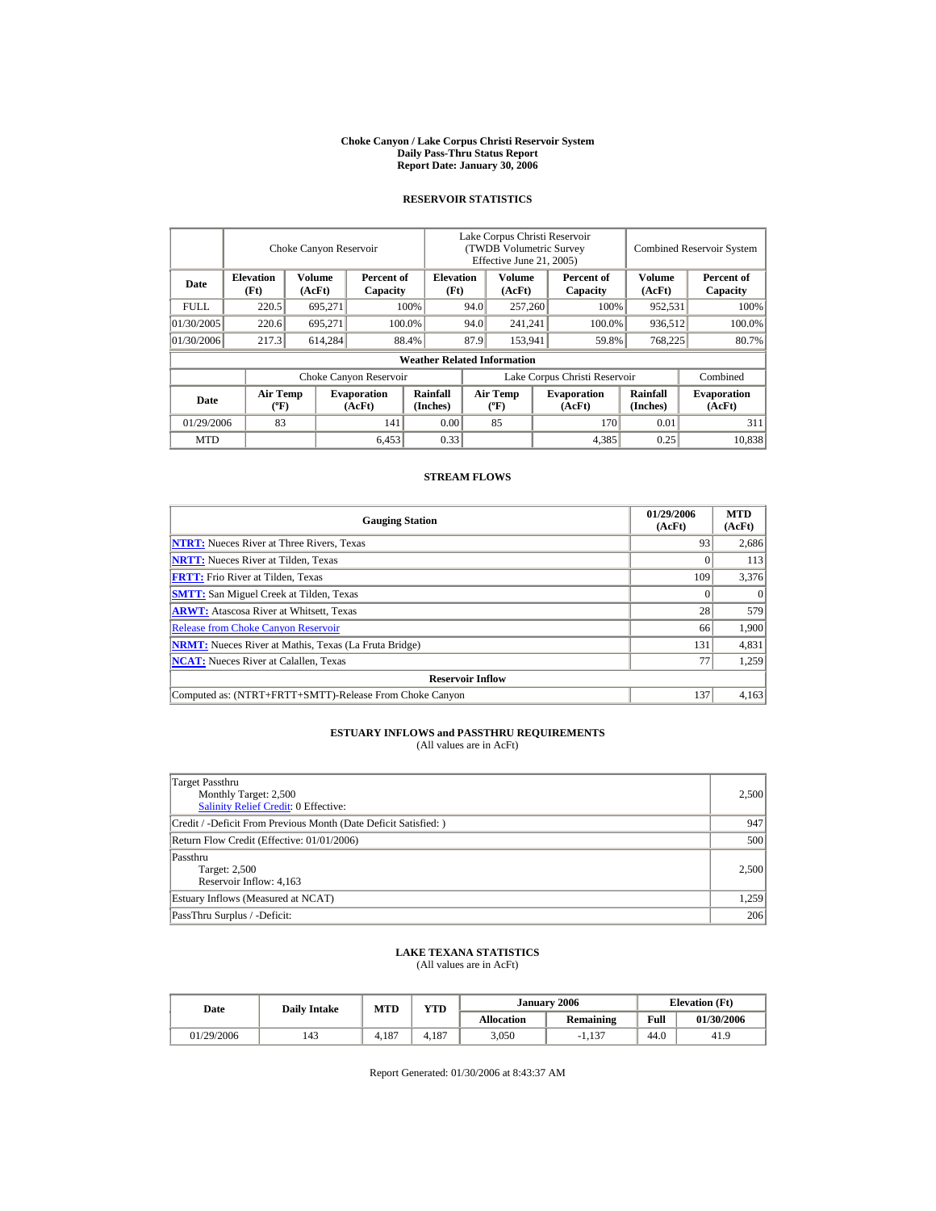**Choke Canyon / Lake Corpus Christi Reservoir System**
**Daily Pass-Thru Status Report**
**Report Date: January 30, 2006**

## RESERVOIR STATISTICS

| | Choke Canyon Reservoir | | | Lake Corpus Christi Reservoir (TWDB Volumetric Survey Effective June 21, 2005) | | | Combined Reservoir System | |
|---|---|---|---|---|---|---|---|---|
| Date | Elevation (Ft) | Volume (AcFt) | Percent of Capacity | Elevation (Ft) | Volume (AcFt) | Percent of Capacity | Volume (AcFt) | Percent of Capacity |
| FULL | 220.5 | 695,271 | 100% | 94.0 | 257,260 | 100% | 952,531 | 100% |
| 01/30/2005 | 220.6 | 695,271 | 100.0% | 94.0 | 241,241 | 100.0% | 936,512 | 100.0% |
| 01/30/2006 | 217.3 | 614,284 | 88.4% | 87.9 | 153,941 | 59.8% | 768,225 | 80.7% |

**Weather Related Information**

| | Choke Canyon Reservoir | | | Lake Corpus Christi Reservoir | | | Combined |
|---|---|---|---|---|---|---|---|
| Date | Air Temp (ºF) | Evaporation (AcFt) | Rainfall (Inches) | Air Temp (ºF) | Evaporation (AcFt) | Rainfall (Inches) | Evaporation (AcFt) |
| 01/29/2006 | 83 | 141 | 0.00 | 85 | 170 | 0.01 | 311 |
| MTD | | 6,453 | 0.33 | | 4,385 | 0.25 | 10,838 |

## STREAM FLOWS

| Gauging Station | 01/29/2006 (AcFt) | MTD (AcFt) |
|---|---|---|
| **NTRT:** Nueces River at Three Rivers, Texas | 93 | 2,686 |
| **NRTT:** Nueces River at Tilden, Texas | 0 | 113 |
| **FRTT:** Frio River at Tilden, Texas | 109 | 3,376 |
| **SMTT:** San Miguel Creek at Tilden, Texas | 0 | 0 |
| **ARWT:** Atascosa River at Whitsett, Texas | 28 | 579 |
| Release from Choke Canyon Reservoir | 66 | 1,900 |
| **NRMT:** Nueces River at Mathis, Texas (La Fruta Bridge) | 131 | 4,831 |
| **NCAT:** Nueces River at Calallen, Texas | 77 | 1,259 |
| **Reservoir Inflow** | | |
| Computed as: (NTRT+FRTT+SMTT)-Release From Choke Canyon | 137 | 4,163 |

## ESTUARY INFLOWS and PASSTHRU REQUIREMENTS

(All values are in AcFt)

| | |
|---|---|
| Target Passthru<br>Monthly Target: 2,500<br>Salinity Relief Credit: 0 Effective: | 2,500 |
| Credit / -Deficit From Previous Month (Date Deficit Satisfied: ) | 947 |
| Return Flow Credit (Effective: 01/01/2006) | 500 |
| Passthru<br>Target: 2,500<br>Reservoir Inflow: 4,163 | 2,500 |
| Estuary Inflows (Measured at NCAT) | 1,259 |
| PassThru Surplus / -Deficit: | 206 |

## LAKE TEXANA STATISTICS

(All values are in AcFt)

| Date | Daily Intake | MTD | YTD | January 2006 | | Elevation (Ft) | |
|---|---|---|---|---|---|---|---|
| | | | | Allocation | Remaining | Full | 01/30/2006 |
| 01/29/2006 | 143 | 4,187 | 4,187 | 3,050 | -1,137 | 44.0 | 41.9 |

Report Generated: 01/30/2006 at 8:43:37 AM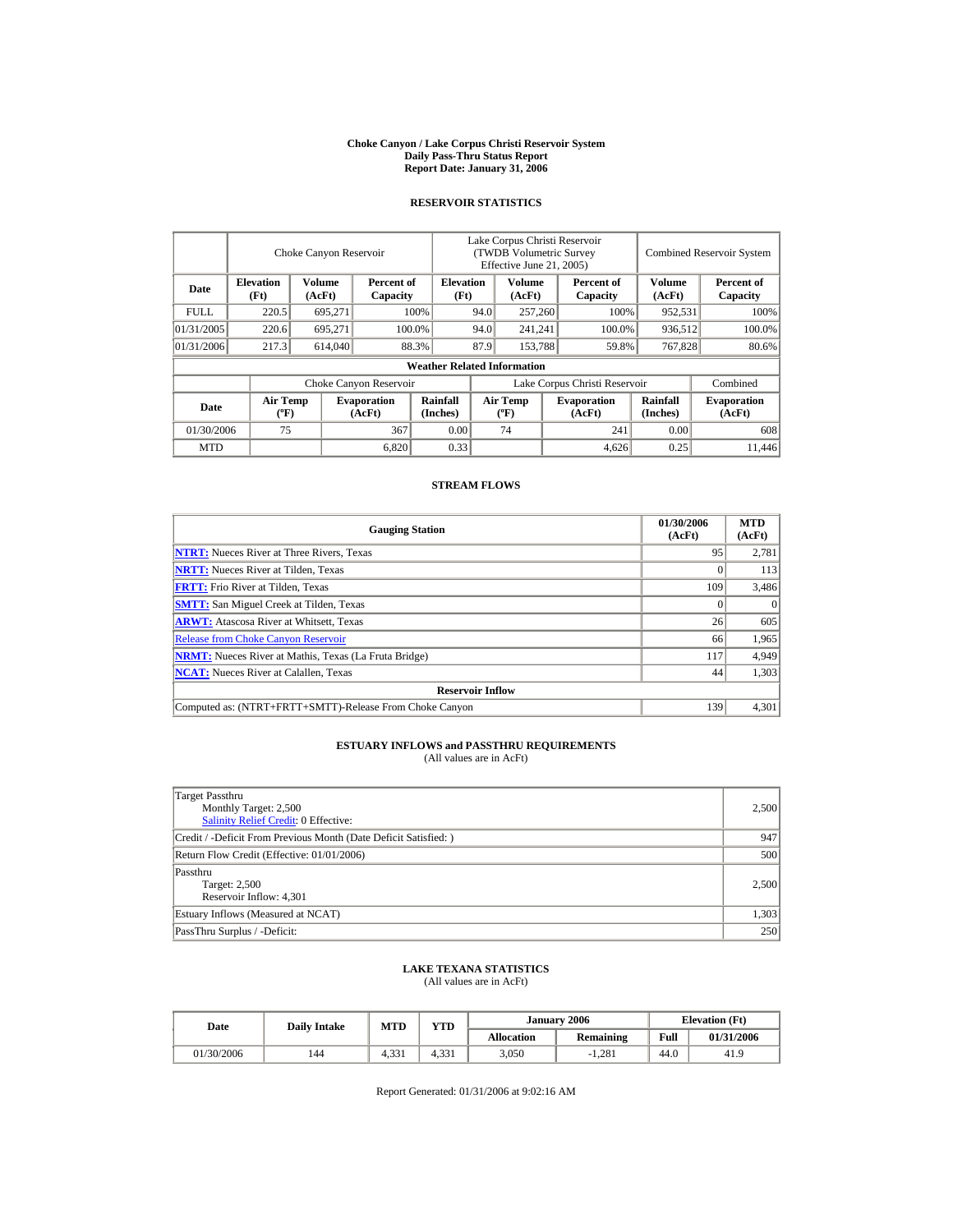**Choke Canyon / Lake Corpus Christi Reservoir System**
**Daily Pass-Thru Status Report**
**Report Date: January 31, 2006**

## RESERVOIR STATISTICS

| Date | Choke Canyon Reservoir | | | Lake Corpus Christi Reservoir (TWDB Volumetric Survey Effective June 21, 2005) | | | Combined Reservoir System | |
|---|---|---|---|---|---|---|---|---|
| | **Elevation (Ft)** | **Volume (AcFt)** | **Percent of Capacity** | **Elevation (Ft)** | **Volume (AcFt)** | **Percent of Capacity** | **Volume (AcFt)** | **Percent of Capacity** |
| FULL | 220.5 | 695,271 | 100% | 94.0 | 257,260 | 100% | 952,531 | 100% |
| 01/31/2005 | 220.6 | 695,271 | 100.0% | 94.0 | 241,241 | 100.0% | 936,512 | 100.0% |
| 01/31/2006 | 217.3 | 614,040 | 88.3% | 87.9 | 153,788 | 59.8% | 767,828 | 80.6% |

**Weather Related Information**

| Date | Choke Canyon Reservoir | | | Lake Corpus Christi Reservoir | | | Combined |
|---|---|---|---|---|---|---|---|
| | **Air Temp (ºF)** | **Evaporation (AcFt)** | **Rainfall (Inches)** | **Air Temp (ºF)** | **Evaporation (AcFt)** | **Rainfall (Inches)** | **Evaporation (AcFt)** |
| 01/30/2006 | 75 | 367 | 0.00 | 74 | 241 | 0.00 | 608 |
| MTD | | 6,820 | 0.33 | | 4,626 | 0.25 | 11,446 |

## STREAM FLOWS

| Gauging Station | 01/30/2006 (AcFt) | MTD (AcFt) |
|---|---|---|
| **NTRT:** Nueces River at Three Rivers, Texas | 95 | 2,781 |
| **NRTT:** Nueces River at Tilden, Texas | 0 | 113 |
| **FRTT:** Frio River at Tilden, Texas | 109 | 3,486 |
| **SMTT:** San Miguel Creek at Tilden, Texas | 0 | 0 |
| **ARWT:** Atascosa River at Whitsett, Texas | 26 | 605 |
| Release from Choke Canyon Reservoir | 66 | 1,965 |
| **NRMT:** Nueces River at Mathis, Texas (La Fruta Bridge) | 117 | 4,949 |
| **NCAT:** Nueces River at Calallen, Texas | 44 | 1,303 |
| **Reservoir Inflow** | | |
| Computed as: (NTRT+FRTT+SMTT)-Release From Choke Canyon | 139 | 4,301 |

## ESTUARY INFLOWS and PASSTHRU REQUIREMENTS
(All values are in AcFt)

| | |
|---|---|
| Target Passthru<br>Monthly Target: 2,500<br>Salinity Relief Credit: 0 Effective: | 2,500 |
| Credit / -Deficit From Previous Month (Date Deficit Satisfied: ) | 947 |
| Return Flow Credit (Effective: 01/01/2006) | 500 |
| Passthru<br>Target: 2,500<br>Reservoir Inflow: 4,301 | 2,500 |
| Estuary Inflows (Measured at NCAT) | 1,303 |
| PassThru Surplus / -Deficit: | 250 |

## LAKE TEXANA STATISTICS
(All values are in AcFt)

| Date | Daily Intake | MTD | YTD | January 2006 | | Elevation (Ft) | |
|---|---|---|---|---|---|---|---|
| | | | | **Allocation** | **Remaining** | **Full** | **01/31/2006** |
| 01/30/2006 | 144 | 4,331 | 4,331 | 3,050 | -1,281 | 44.0 | 41.9 |

Report Generated: 01/31/2006 at 9:02:16 AM